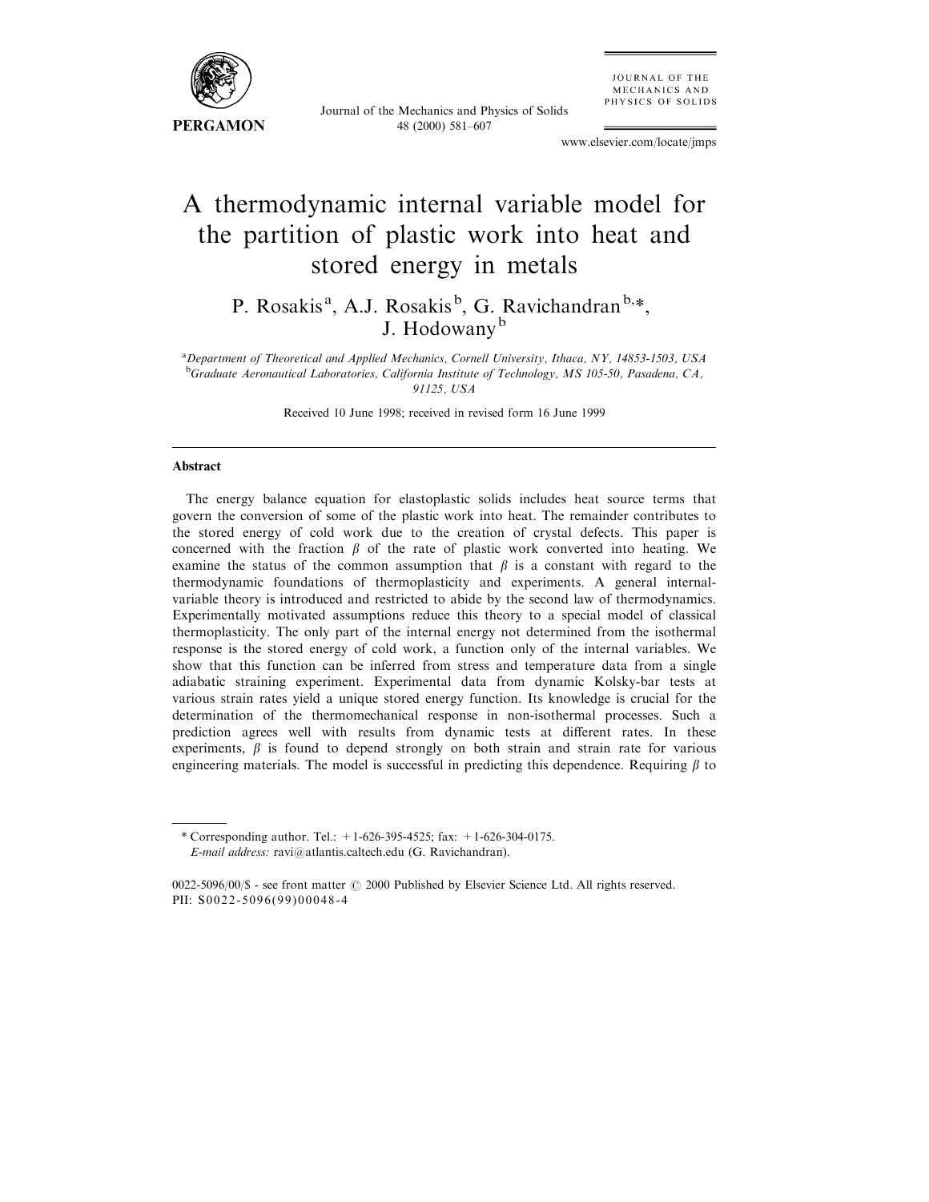# A thermodynamic internal variable model for the partition of plastic work into heat and stored energy in metals

P. Rosakis[a], A.J. Rosakis[b], G. Ravichandran[b,*], J. Hodowany[b]

[a]Department of Theoretical and Applied Mechanics, Cornell University, Ithaca, NY, 14853-1503, USA
[b]Graduate Aeronautical Laboratories, California Institute of Technology, MS 105-50, Pasadena, CA, 91125, USA

Received 10 June 1998; received in revised form 16 June 1999

---

## Abstract

The energy balance equation for elastoplastic solids includes heat source terms that govern the conversion of some of the plastic work into heat. The remainder contributes to the stored energy of cold work due to the creation of crystal defects. This paper is concerned with the fraction $\beta$ of the rate of plastic work converted into heating. We examine the status of the common assumption that $\beta$ is a constant with regard to the thermodynamic foundations of thermoplasticity and experiments. A general internal-variable theory is introduced and restricted to abide by the second law of thermodynamics. Experimentally motivated assumptions reduce this theory to a special model of classical thermoplasticity. The only part of the internal energy not determined from the isothermal response is the stored energy of cold work, a function only of the internal variables. We show that this function can be inferred from stress and temperature data from a single adiabatic straining experiment. Experimental data from dynamic Kolsky-bar tests at various strain rates yield a unique stored energy function. Its knowledge is crucial for the determination of the thermomechanical response in non-isothermal processes. Such a prediction agrees well with results from dynamic tests at different rates. In these experiments, $\beta$ is found to depend strongly on both strain and strain rate for various engineering materials. The model is successful in predicting this dependence. Requiring $\beta$ to

---

* Corresponding author. Tel.: +1-626-395-4525; fax: +1-626-304-0175.
*E-mail address:* ravi@atlantis.caltech.edu (G. Ravichandran).

0022-5096/00/$ - see front matter © 2000 Published by Elsevier Science Ltd. All rights reserved.
PII: S0022-5096(99)00048-4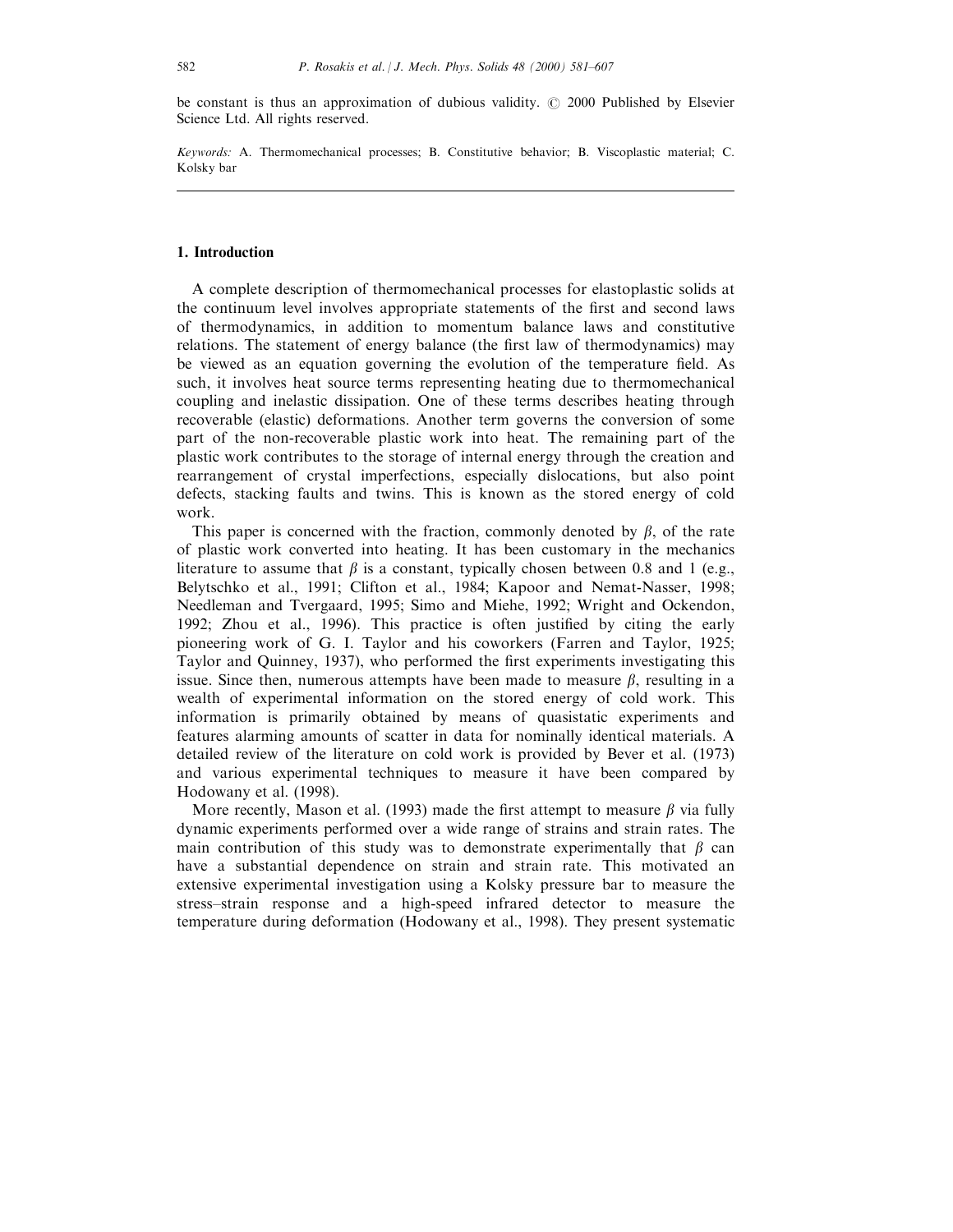be constant is thus an approximation of dubious validity. © 2000 Published by Elsevier Science Ltd. All rights reserved.

*Keywords:* A. Thermomechanical processes; B. Constitutive behavior; B. Viscoplastic material; C. Kolsky bar

## 1. Introduction

A complete description of thermomechanical processes for elastoplastic solids at the continuum level involves appropriate statements of the first and second laws of thermodynamics, in addition to momentum balance laws and constitutive relations. The statement of energy balance (the first law of thermodynamics) may be viewed as an equation governing the evolution of the temperature field. As such, it involves heat source terms representing heating due to thermomechanical coupling and inelastic dissipation. One of these terms describes heating through recoverable (elastic) deformations. Another term governs the conversion of some part of the non-recoverable plastic work into heat. The remaining part of the plastic work contributes to the storage of internal energy through the creation and rearrangement of crystal imperfections, especially dislocations, but also point defects, stacking faults and twins. This is known as the stored energy of cold work.

This paper is concerned with the fraction, commonly denoted by $\beta$, of the rate of plastic work converted into heating. It has been customary in the mechanics literature to assume that $\beta$ is a constant, typically chosen between 0.8 and 1 (e.g., Belytschko et al., 1991; Clifton et al., 1984; Kapoor and Nemat-Nasser, 1998; Needleman and Tvergaard, 1995; Simo and Miehe, 1992; Wright and Ockendon, 1992; Zhou et al., 1996). This practice is often justified by citing the early pioneering work of G. I. Taylor and his coworkers (Farren and Taylor, 1925; Taylor and Quinney, 1937), who performed the first experiments investigating this issue. Since then, numerous attempts have been made to measure $\beta$, resulting in a wealth of experimental information on the stored energy of cold work. This information is primarily obtained by means of quasistatic experiments and features alarming amounts of scatter in data for nominally identical materials. A detailed review of the literature on cold work is provided by Bever et al. (1973) and various experimental techniques to measure it have been compared by Hodowany et al. (1998).

More recently, Mason et al. (1993) made the first attempt to measure $\beta$ via fully dynamic experiments performed over a wide range of strains and strain rates. The main contribution of this study was to demonstrate experimentally that $\beta$ can have a substantial dependence on strain and strain rate. This motivated an extensive experimental investigation using a Kolsky pressure bar to measure the stress–strain response and a high-speed infrared detector to measure the temperature during deformation (Hodowany et al., 1998). They present systematic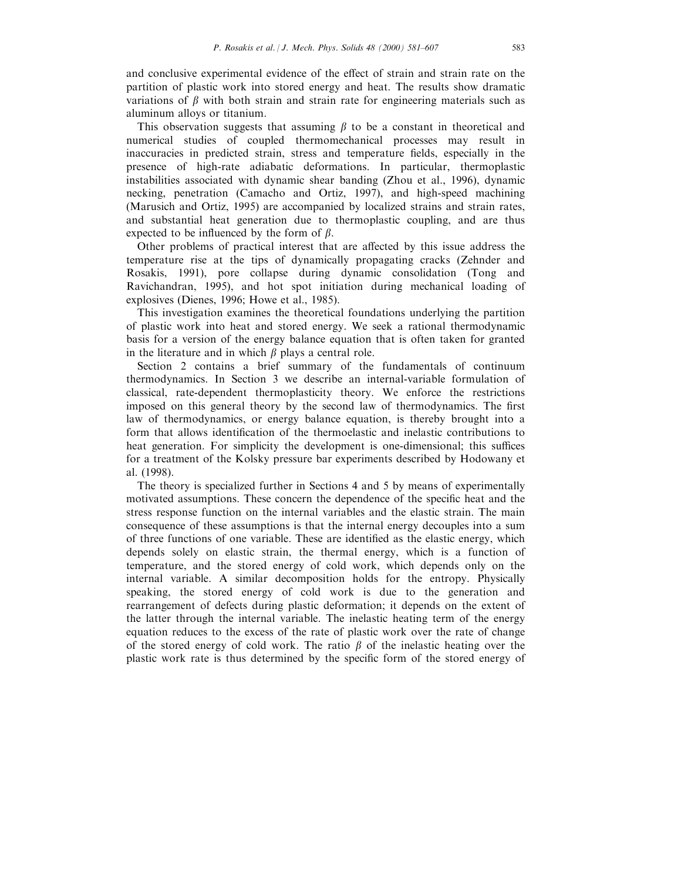and conclusive experimental evidence of the effect of strain and strain rate on the partition of plastic work into stored energy and heat. The results show dramatic variations of $\beta$ with both strain and strain rate for engineering materials such as aluminum alloys or titanium.

This observation suggests that assuming $\beta$ to be a constant in theoretical and numerical studies of coupled thermomechanical processes may result in inaccuracies in predicted strain, stress and temperature fields, especially in the presence of high-rate adiabatic deformations. In particular, thermoplastic instabilities associated with dynamic shear banding (Zhou et al., 1996), dynamic necking, penetration (Camacho and Ortiz, 1997), and high-speed machining (Marusich and Ortiz, 1995) are accompanied by localized strains and strain rates, and substantial heat generation due to thermoplastic coupling, and are thus expected to be influenced by the form of $\beta$.

Other problems of practical interest that are affected by this issue address the temperature rise at the tips of dynamically propagating cracks (Zehnder and Rosakis, 1991), pore collapse during dynamic consolidation (Tong and Ravichandran, 1995), and hot spot initiation during mechanical loading of explosives (Dienes, 1996; Howe et al., 1985).

This investigation examines the theoretical foundations underlying the partition of plastic work into heat and stored energy. We seek a rational thermodynamic basis for a version of the energy balance equation that is often taken for granted in the literature and in which $\beta$ plays a central role.

Section 2 contains a brief summary of the fundamentals of continuum thermodynamics. In Section 3 we describe an internal-variable formulation of classical, rate-dependent thermoplasticity theory. We enforce the restrictions imposed on this general theory by the second law of thermodynamics. The first law of thermodynamics, or energy balance equation, is thereby brought into a form that allows identification of the thermoelastic and inelastic contributions to heat generation. For simplicity the development is one-dimensional; this suffices for a treatment of the Kolsky pressure bar experiments described by Hodowany et al. (1998).

The theory is specialized further in Sections 4 and 5 by means of experimentally motivated assumptions. These concern the dependence of the specific heat and the stress response function on the internal variables and the elastic strain. The main consequence of these assumptions is that the internal energy decouples into a sum of three functions of one variable. These are identified as the elastic energy, which depends solely on elastic strain, the thermal energy, which is a function of temperature, and the stored energy of cold work, which depends only on the internal variable. A similar decomposition holds for the entropy. Physically speaking, the stored energy of cold work is due to the generation and rearrangement of defects during plastic deformation; it depends on the extent of the latter through the internal variable. The inelastic heating term of the energy equation reduces to the excess of the rate of plastic work over the rate of change of the stored energy of cold work. The ratio $\beta$ of the inelastic heating over the plastic work rate is thus determined by the specific form of the stored energy of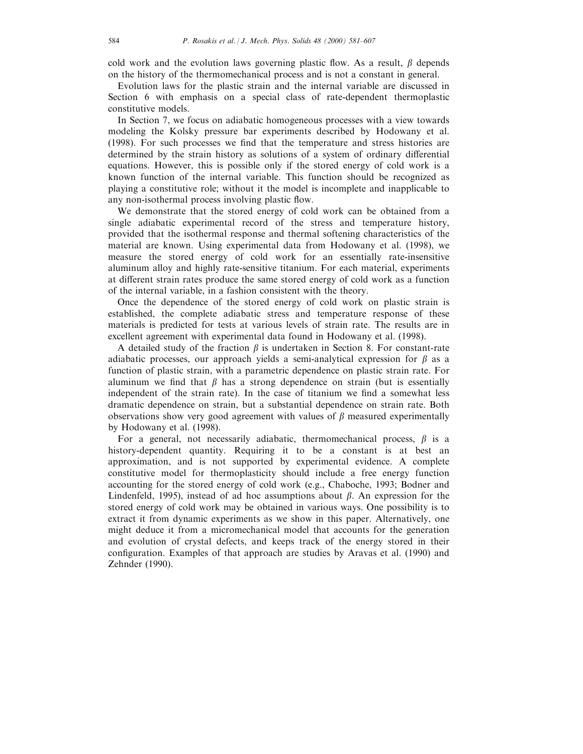cold work and the evolution laws governing plastic flow. As a result, $\beta$ depends on the history of the thermomechanical process and is not a constant in general.

Evolution laws for the plastic strain and the internal variable are discussed in Section 6 with emphasis on a special class of rate-dependent thermoplastic constitutive models.

In Section 7, we focus on adiabatic homogeneous processes with a view towards modeling the Kolsky pressure bar experiments described by Hodowany et al. (1998). For such processes we find that the temperature and stress histories are determined by the strain history as solutions of a system of ordinary differential equations. However, this is possible only if the stored energy of cold work is a known function of the internal variable. This function should be recognized as playing a constitutive role; without it the model is incomplete and inapplicable to any non-isothermal process involving plastic flow.

We demonstrate that the stored energy of cold work can be obtained from a single adiabatic experimental record of the stress and temperature history, provided that the isothermal response and thermal softening characteristics of the material are known. Using experimental data from Hodowany et al. (1998), we measure the stored energy of cold work for an essentially rate-insensitive aluminum alloy and highly rate-sensitive titanium. For each material, experiments at different strain rates produce the same stored energy of cold work as a function of the internal variable, in a fashion consistent with the theory.

Once the dependence of the stored energy of cold work on plastic strain is established, the complete adiabatic stress and temperature response of these materials is predicted for tests at various levels of strain rate. The results are in excellent agreement with experimental data found in Hodowany et al. (1998).

A detailed study of the fraction $\beta$ is undertaken in Section 8. For constant-rate adiabatic processes, our approach yields a semi-analytical expression for $\beta$ as a function of plastic strain, with a parametric dependence on plastic strain rate. For aluminum we find that $\beta$ has a strong dependence on strain (but is essentially independent of the strain rate). In the case of titanium we find a somewhat less dramatic dependence on strain, but a substantial dependence on strain rate. Both observations show very good agreement with values of $\beta$ measured experimentally by Hodowany et al. (1998).

For a general, not necessarily adiabatic, thermomechanical process, $\beta$ is a history-dependent quantity. Requiring it to be a constant is at best an approximation, and is not supported by experimental evidence. A complete constitutive model for thermoplasticity should include a free energy function accounting for the stored energy of cold work (e.g., Chaboche, 1993; Bodner and Lindenfeld, 1995), instead of ad hoc assumptions about $\beta$. An expression for the stored energy of cold work may be obtained in various ways. One possibility is to extract it from dynamic experiments as we show in this paper. Alternatively, one might deduce it from a micromechanical model that accounts for the generation and evolution of crystal defects, and keeps track of the energy stored in their configuration. Examples of that approach are studies by Aravas et al. (1990) and Zehnder (1990).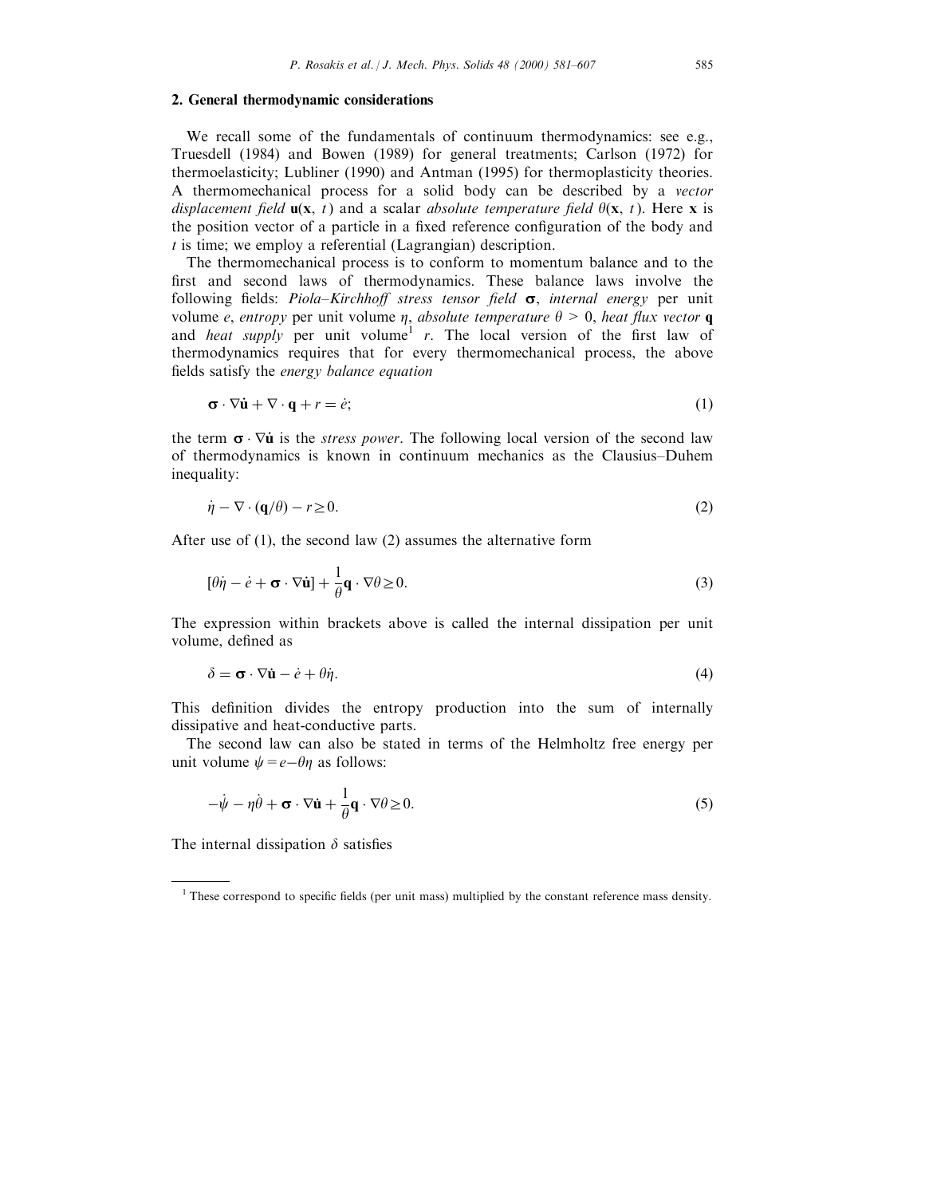## 2. General thermodynamic considerations

We recall some of the fundamentals of continuum thermodynamics: see e.g., Truesdell (1984) and Bowen (1989) for general treatments; Carlson (1972) for thermoelasticity; Lubliner (1990) and Antman (1995) for thermoplasticity theories. A thermomechanical process for a solid body can be described by a *vector displacement field* $\mathbf{u}(\mathbf{x}, t)$ and a scalar *absolute temperature field* $\theta(\mathbf{x}, t)$. Here $\mathbf{x}$ is the position vector of a particle in a fixed reference configuration of the body and $t$ is time; we employ a referential (Lagrangian) description.

The thermomechanical process is to conform to momentum balance and to the first and second laws of thermodynamics. These balance laws involve the following fields: *Piola–Kirchhoff stress tensor field* $\boldsymbol{\sigma}$, *internal energy* per unit volume $e$, *entropy* per unit volume $\eta$, *absolute temperature* $\theta > 0$, *heat flux vector* $\mathbf{q}$ and *heat supply* per unit volume[1] $r$. The local version of the first law of thermodynamics requires that for every thermomechanical process, the above fields satisfy the *energy balance equation*

$$\boldsymbol{\sigma} \cdot \nabla \dot{\mathbf{u}} + \nabla \cdot \mathbf{q} + r = \dot{e}; \tag{1}$$

the term $\boldsymbol{\sigma} \cdot \nabla \dot{\mathbf{u}}$ is the *stress power*. The following local version of the second law of thermodynamics is known in continuum mechanics as the Clausius–Duhem inequality:

$$\dot{\eta} - \nabla \cdot (\mathbf{q}/\theta) - r \geq 0. \tag{2}$$

After use of (1), the second law (2) assumes the alternative form

$$[\theta \dot{\eta} - \dot{e} + \boldsymbol{\sigma} \cdot \nabla \dot{\mathbf{u}}] + \frac{1}{\theta} \mathbf{q} \cdot \nabla \theta \geq 0. \tag{3}$$

The expression within brackets above is called the internal dissipation per unit volume, defined as

$$\delta = \boldsymbol{\sigma} \cdot \nabla \dot{\mathbf{u}} - \dot{e} + \theta \dot{\eta}. \tag{4}$$

This definition divides the entropy production into the sum of internally dissipative and heat-conductive parts.

The second law can also be stated in terms of the Helmholtz free energy per unit volume $\psi = e - \theta \eta$ as follows:

$$-\dot{\psi} - \eta \dot{\theta} + \boldsymbol{\sigma} \cdot \nabla \dot{\mathbf{u}} + \frac{1}{\theta} \mathbf{q} \cdot \nabla \theta \geq 0. \tag{5}$$

The internal dissipation $\delta$ satisfies

---

[1] These correspond to specific fields (per unit mass) multiplied by the constant reference mass density.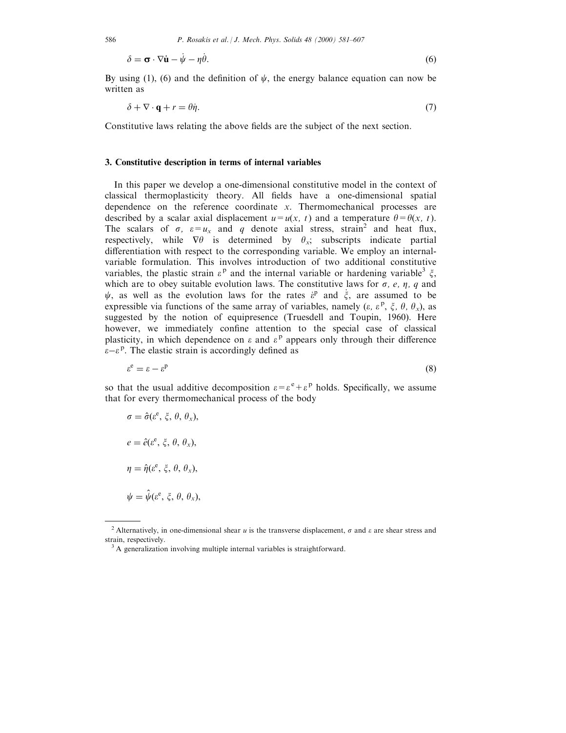$$\delta = \boldsymbol{\sigma} \cdot \nabla \dot{\mathbf{u}} - \dot{\psi} - \eta \dot{\theta}. \tag{6}$$

By using (1), (6) and the definition of $\psi$, the energy balance equation can now be written as

$$\delta + \nabla \cdot \mathbf{q} + r = \theta \dot{\eta}. \tag{7}$$

Constitutive laws relating the above fields are the subject of the next section.

## 3. Constitutive description in terms of internal variables

In this paper we develop a one-dimensional constitutive model in the context of classical thermoplasticity theory. All fields have a one-dimensional spatial dependence on the reference coordinate $x$. Thermomechanical processes are described by a scalar axial displacement $u = u(x, t)$ and a temperature $\theta = \theta(x, t)$. The scalars of $\sigma$, $\varepsilon = u_x$ and $q$ denote axial stress, strain[2] and heat flux, respectively, while $\nabla\theta$ is determined by $\theta_x$; subscripts indicate partial differentiation with respect to the corresponding variable. We employ an internal-variable formulation. This involves introduction of two additional constitutive variables, the plastic strain $\varepsilon^{\mathrm{p}}$ and the internal variable or hardening variable[3] $\xi$, which are to obey suitable evolution laws. The constitutive laws for $\sigma$, $e$, $\eta$, $q$ and $\psi$, as well as the evolution laws for the rates $\dot{\varepsilon}^{\mathrm{p}}$ and $\dot{\xi}$, are assumed to be expressible via functions of the same array of variables, namely ($\varepsilon$, $\varepsilon^{\mathrm{p}}$, $\xi$, $\theta$, $\theta_x$), as suggested by the notion of equipresence (Truesdell and Toupin, 1960). Here however, we immediately confine attention to the special case of classical plasticity, in which dependence on $\varepsilon$ and $\varepsilon^{\mathrm{p}}$ appears only through their difference $\varepsilon - \varepsilon^{\mathrm{p}}$. The elastic strain is accordingly defined as

$$\varepsilon^{\mathrm{e}} = \varepsilon - \varepsilon^{\mathrm{p}} \tag{8}$$

so that the usual additive decomposition $\varepsilon = \varepsilon^{\mathrm{e}} + \varepsilon^{\mathrm{p}}$ holds. Specifically, we assume that for every thermomechanical process of the body

$$\sigma = \hat{\sigma}(\varepsilon^{\mathrm{e}}, \xi, \theta, \theta_x),$$

$$e = \hat{e}(\varepsilon^{\mathrm{e}}, \xi, \theta, \theta_x),$$

$$\eta = \hat{\eta}(\varepsilon^{\mathrm{e}}, \xi, \theta, \theta_x),$$

$$\psi = \hat{\psi}(\varepsilon^{\mathrm{e}}, \xi, \theta, \theta_x),$$

---

[2] Alternatively, in one-dimensional shear $u$ is the transverse displacement, $\sigma$ and $\varepsilon$ are shear stress and strain, respectively.

[3] A generalization involving multiple internal variables is straightforward.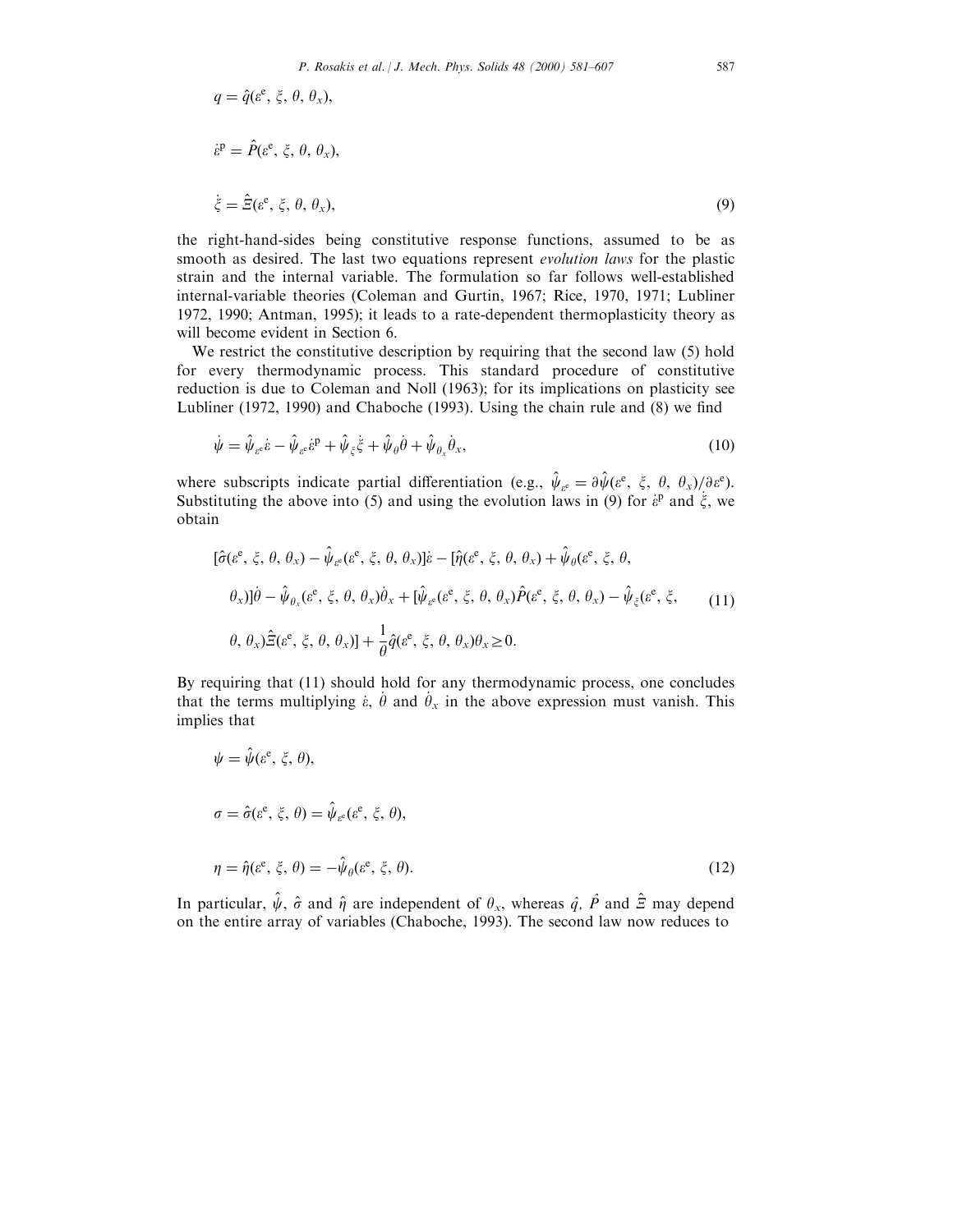$$q = \hat{q}(\varepsilon^{\mathrm{e}}, \xi, \theta, \theta_x),$$

$$\dot{\varepsilon}^{\mathrm{p}} = \hat{P}(\varepsilon^{\mathrm{e}}, \xi, \theta, \theta_x),$$

$$\dot{\xi} = \hat{\Xi}(\varepsilon^{\mathrm{e}}, \xi, \theta, \theta_x), \tag{9}$$

the right-hand-sides being constitutive response functions, assumed to be as smooth as desired. The last two equations represent *evolution laws* for the plastic strain and the internal variable. The formulation so far follows well-established internal-variable theories (Coleman and Gurtin, 1967; Rice, 1970, 1971; Lubliner 1972, 1990; Antman, 1995); it leads to a rate-dependent thermoplasticity theory as will become evident in Section 6.

We restrict the constitutive description by requiring that the second law (5) hold for every thermodynamic process. This standard procedure of constitutive reduction is due to Coleman and Noll (1963); for its implications on plasticity see Lubliner (1972, 1990) and Chaboche (1993). Using the chain rule and (8) we find

$$\dot{\psi} = \hat{\psi}_{\varepsilon^{\mathrm{e}}}\dot{\varepsilon} - \hat{\psi}_{\varepsilon^{\mathrm{e}}}\dot{\varepsilon}^{\mathrm{p}} + \hat{\psi}_{\xi}\dot{\xi} + \hat{\psi}_{\theta}\dot{\theta} + \hat{\psi}_{\theta_x}\dot{\theta}_x, \tag{10}$$

where subscripts indicate partial differentiation (e.g., $\hat{\psi}_{\varepsilon^{\mathrm{e}}} = \partial\hat{\psi}(\varepsilon^{\mathrm{e}}, \xi, \theta, \theta_x)/\partial\varepsilon^{\mathrm{e}}$). Substituting the above into (5) and using the evolution laws in (9) for $\dot{\varepsilon}^{\mathrm{p}}$ and $\dot{\xi}$, we obtain

$$\begin{aligned}
&[\hat{\sigma}(\varepsilon^{\mathrm{e}}, \xi, \theta, \theta_x) - \hat{\psi}_{\varepsilon^{\mathrm{e}}}(\varepsilon^{\mathrm{e}}, \xi, \theta, \theta_x)]\dot{\varepsilon} - [\hat{\eta}(\varepsilon^{\mathrm{e}}, \xi, \theta, \theta_x) + \hat{\psi}_{\theta}(\varepsilon^{\mathrm{e}}, \xi, \theta, \\
&\theta_x)]\dot{\theta} - \hat{\psi}_{\theta_x}(\varepsilon^{\mathrm{e}}, \xi, \theta, \theta_x)\dot{\theta}_x + [\hat{\psi}_{\varepsilon^{\mathrm{e}}}(\varepsilon^{\mathrm{e}}, \xi, \theta, \theta_x)\hat{P}(\varepsilon^{\mathrm{e}}, \xi, \theta, \theta_x) - \hat{\psi}_{\xi}(\varepsilon^{\mathrm{e}}, \xi, \\
&\theta, \theta_x)\hat{\Xi}(\varepsilon^{\mathrm{e}}, \xi, \theta, \theta_x)] + \frac{1}{\theta}\hat{q}(\varepsilon^{\mathrm{e}}, \xi, \theta, \theta_x)\theta_x \geq 0.
\end{aligned} \tag{11}$$

By requiring that (11) should hold for any thermodynamic process, one concludes that the terms multiplying $\dot{\varepsilon}$, $\dot{\theta}$ and $\dot{\theta}_x$ in the above expression must vanish. This implies that

$$\psi = \hat{\psi}(\varepsilon^{\mathrm{e}}, \xi, \theta),$$

$$\sigma = \hat{\sigma}(\varepsilon^{\mathrm{e}}, \xi, \theta) = \hat{\psi}_{\varepsilon^{\mathrm{e}}}(\varepsilon^{\mathrm{e}}, \xi, \theta),$$

$$\eta = \hat{\eta}(\varepsilon^{\mathrm{e}}, \xi, \theta) = -\hat{\psi}_{\theta}(\varepsilon^{\mathrm{e}}, \xi, \theta). \tag{12}$$

In particular, $\hat{\psi}$, $\hat{\sigma}$ and $\hat{\eta}$ are independent of $\theta_x$, whereas $\hat{q}$, $\hat{P}$ and $\hat{\Xi}$ may depend on the entire array of variables (Chaboche, 1993). The second law now reduces to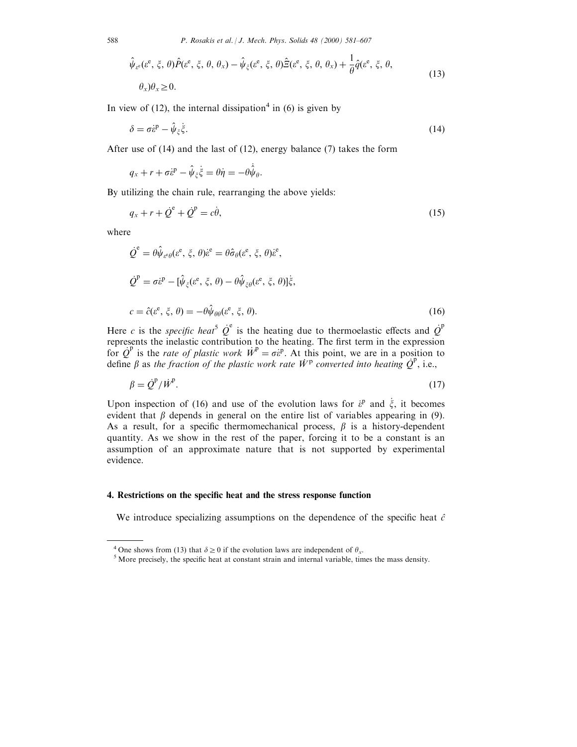$$\hat{\psi}_{\varepsilon^e}(\varepsilon^e, \xi, \theta)\hat{P}(\varepsilon^e, \xi, \theta, \theta_x) - \hat{\psi}_{\xi}(\varepsilon^e, \xi, \theta)\hat{\Xi}(\varepsilon^e, \xi, \theta, \theta_x) + \frac{1}{\theta}\hat{q}(\varepsilon^e, \xi, \theta, \theta_x)\theta_x \geq 0. \tag{13}$$

In view of (12), the internal dissipation[4] in (6) is given by

$$\delta = \sigma\dot{\varepsilon}^{\mathrm{p}} - \hat{\psi}_{\xi}\dot{\xi}. \tag{14}$$

After use of (14) and the last of (12), energy balance (7) takes the form

$$q_x + r + \sigma\dot{\varepsilon}^{\mathrm{p}} - \hat{\psi}_{\xi}\dot{\xi} = \theta\dot{\eta} = -\theta\dot{\hat{\psi}}_{\theta}.$$

By utilizing the chain rule, rearranging the above yields:

$$q_x + r + \dot{Q}^{\mathrm{e}} + \dot{Q}^{\mathrm{p}} = c\dot{\theta}, \tag{15}$$

where

$$\dot{Q}^{\mathrm{e}} = \theta\hat{\psi}_{\varepsilon^e\theta}(\varepsilon^e, \xi, \theta)\dot{\varepsilon}^{\mathrm{e}} = \theta\hat{\sigma}_{\theta}(\varepsilon^e, \xi, \theta)\dot{\varepsilon}^{\mathrm{e}},$$

$$\dot{Q}^{\mathrm{p}} = \sigma\dot{\varepsilon}^{\mathrm{p}} - [\hat{\psi}_{\xi}(\varepsilon^e, \xi, \theta) - \theta\hat{\psi}_{\xi\theta}(\varepsilon^e, \xi, \theta)]\dot{\xi},$$

$$c = \hat{c}(\varepsilon^e, \xi, \theta) = -\theta\hat{\psi}_{\theta\theta}(\varepsilon^e, \xi, \theta). \tag{16}$$

Here $c$ is the *specific heat*[5] $\dot{Q}^{\mathrm{e}}$ is the heating due to thermoelastic effects and $\dot{Q}^{\mathrm{p}}$ represents the inelastic contribution to the heating. The first term in the expression for $\dot{Q}^{\mathrm{p}}$ is the *rate of plastic work* $\dot{W}^{\mathrm{p}} = \sigma\dot{\varepsilon}^{\mathrm{p}}$. At this point, we are in a position to define $\beta$ as *the fraction of the plastic work rate* $\dot{W}^{\mathrm{p}}$ *converted into heating* $\dot{Q}^{\mathrm{p}}$, i.e.,

$$\beta = \dot{Q}^{\mathrm{p}}/\dot{W}^{\mathrm{p}}. \tag{17}$$

Upon inspection of (16) and use of the evolution laws for $\dot{\varepsilon}^{\mathrm{p}}$ and $\dot{\xi}$, it becomes evident that $\beta$ depends in general on the entire list of variables appearing in (9). As a result, for a specific thermomechanical process, $\beta$ is a history-dependent quantity. As we show in the rest of the paper, forcing it to be a constant is an assumption of an approximate nature that is not supported by experimental evidence.

## 4. Restrictions on the specific heat and the stress response function

We introduce specializing assumptions on the dependence of the specific heat $\hat{c}$

---

[4] One shows from (13) that $\delta \geq 0$ if the evolution laws are independent of $\theta_x$.

[5] More precisely, the specific heat at constant strain and internal variable, times the mass density.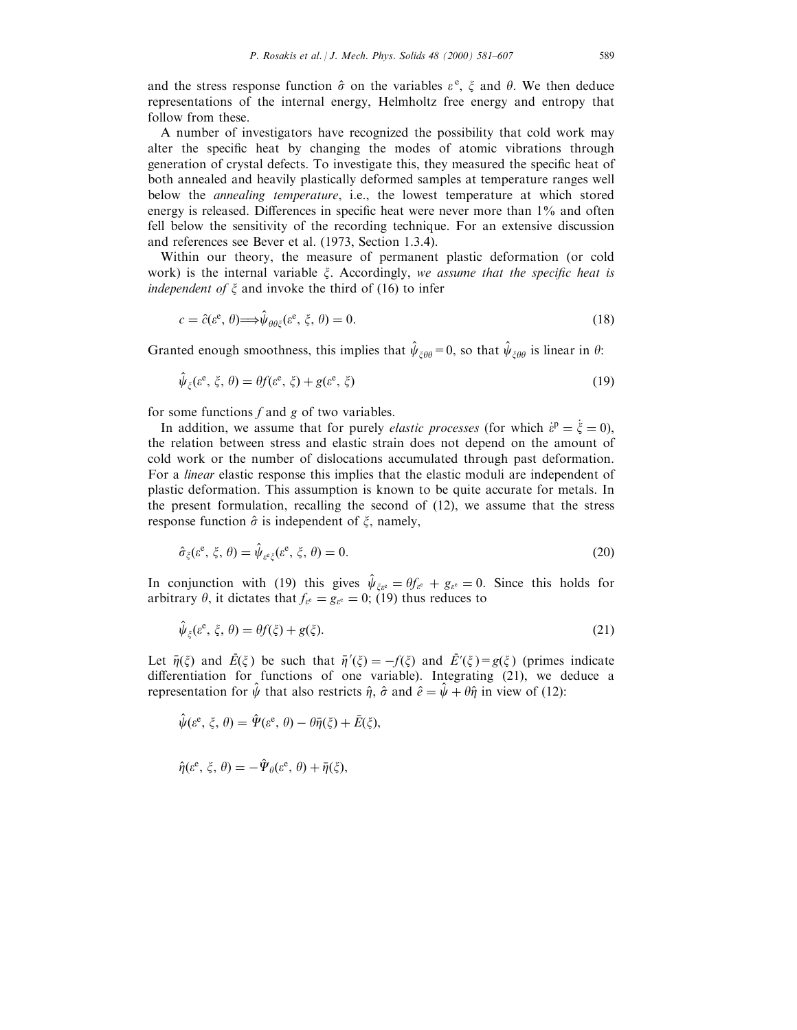and the stress response function $\hat{\sigma}$ on the variables $\varepsilon^{\rm e}$, $\xi$ and $\theta$. We then deduce representations of the internal energy, Helmholtz free energy and entropy that follow from these.

A number of investigators have recognized the possibility that cold work may alter the specific heat by changing the modes of atomic vibrations through generation of crystal defects. To investigate this, they measured the specific heat of both annealed and heavily plastically deformed samples at temperature ranges well below the *annealing temperature*, i.e., the lowest temperature at which stored energy is released. Differences in specific heat were never more than 1% and often fell below the sensitivity of the recording technique. For an extensive discussion and references see Bever et al. (1973, Section 1.3.4).

Within our theory, the measure of permanent plastic deformation (or cold work) is the internal variable $\xi$. Accordingly, *we assume that the specific heat is independent of* $\xi$ and invoke the third of (16) to infer

$$c = \hat{c}(\varepsilon^{\rm e}, \theta) \Longrightarrow \hat{\psi}_{\theta\theta\xi}(\varepsilon^{\rm e}, \xi, \theta) = 0. \tag{18}$$

Granted enough smoothness, this implies that $\hat{\psi}_{\xi\theta\theta} = 0$, so that $\hat{\psi}_{\xi\theta\theta}$ is linear in $\theta$:

$$\hat{\psi}_{\xi}(\varepsilon^{\rm e}, \xi, \theta) = \theta f(\varepsilon^{\rm e}, \xi) + g(\varepsilon^{\rm e}, \xi) \tag{19}$$

for some functions $f$ and $g$ of two variables.

In addition, we assume that for purely *elastic processes* (for which $\dot{\varepsilon}^{\rm p} = \dot{\xi} = 0$), the relation between stress and elastic strain does not depend on the amount of cold work or the number of dislocations accumulated through past deformation. For a *linear* elastic response this implies that the elastic moduli are independent of plastic deformation. This assumption is known to be quite accurate for metals. In the present formulation, recalling the second of (12), we assume that the stress response function $\hat{\sigma}$ is independent of $\xi$, namely,

$$\hat{\sigma}_{\xi}(\varepsilon^{\rm e}, \xi, \theta) = \hat{\psi}_{\varepsilon^{\rm e}\xi}(\varepsilon^{\rm e}, \xi, \theta) = 0. \tag{20}$$

In conjunction with (19) this gives $\hat{\psi}_{\xi\varepsilon^{\rm e}} = \theta f_{\varepsilon^{\rm e}} + g_{\varepsilon^{\rm e}} = 0$. Since this holds for arbitrary $\theta$, it dictates that $f_{\varepsilon^{\rm e}} = g_{\varepsilon^{\rm e}} = 0$; (19) thus reduces to

$$\hat{\psi}_{\xi}(\varepsilon^{\rm e}, \xi, \theta) = \theta f(\xi) + g(\xi). \tag{21}$$

Let $\bar{\eta}(\xi)$ and $\bar{E}(\xi)$ be such that $\bar{\eta}'(\xi) = -f(\xi)$ and $\bar{E}'(\xi) = g(\xi)$ (primes indicate differentiation for functions of one variable). Integrating (21), we deduce a representation for $\hat{\psi}$ that also restricts $\hat{\eta}$, $\hat{\sigma}$ and $\hat{e} = \hat{\psi} + \theta\hat{\eta}$ in view of (12):

$$\hat{\psi}(\varepsilon^{\rm e}, \xi, \theta) = \hat{\Psi}(\varepsilon^{\rm e}, \theta) - \theta\bar{\eta}(\xi) + \bar{E}(\xi),$$

$$\hat{\eta}(\varepsilon^{\rm e}, \xi, \theta) = -\hat{\Psi}_{\theta}(\varepsilon^{\rm e}, \theta) + \bar{\eta}(\xi),$$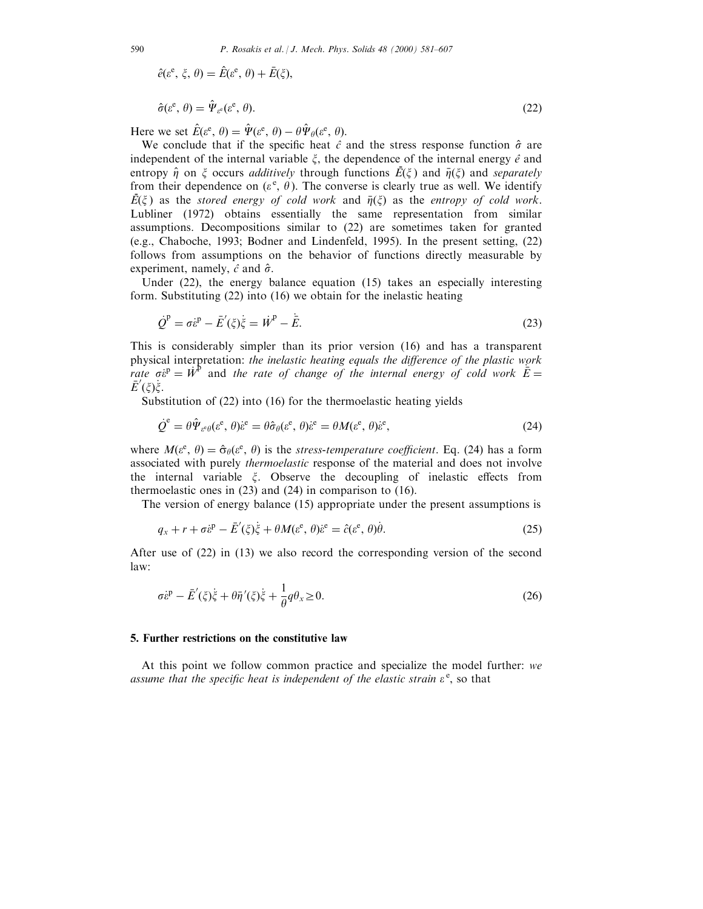$$\hat{e}(\varepsilon^{\rm e}, \xi, \theta) = \hat{E}(\varepsilon^{\rm e}, \theta) + \bar{E}(\xi),$$

$$\hat{\sigma}(\varepsilon^{\rm e}, \theta) = \hat{\Psi}_{\varepsilon^{\rm e}}(\varepsilon^{\rm e}, \theta). \tag{22}$$

Here we set $\hat{E}(\varepsilon^{\rm e}, \theta) = \hat{\Psi}(\varepsilon^{\rm e}, \theta) - \theta\hat{\Psi}_{\theta}(\varepsilon^{\rm e}, \theta)$.

We conclude that if the specific heat $\hat{c}$ and the stress response function $\hat{\sigma}$ are independent of the internal variable $\xi$, the dependence of the internal energy $\hat{e}$ and entropy $\hat{\eta}$ on $\xi$ occurs *additively* through functions $\bar{E}(\xi)$ and $\bar{\eta}(\xi)$ and *separately* from their dependence on $(\varepsilon^{\rm e}, \theta)$. The converse is clearly true as well. We identify $\bar{E}(\xi)$ as the *stored energy of cold work* and $\bar{\eta}(\xi)$ as the *entropy of cold work*. Lubliner (1972) obtains essentially the same representation from similar assumptions. Decompositions similar to (22) are sometimes taken for granted (e.g., Chaboche, 1993; Bodner and Lindenfeld, 1995). In the present setting, (22) follows from assumptions on the behavior of functions directly measurable by experiment, namely, $\hat{c}$ and $\hat{\sigma}$.

Under (22), the energy balance equation (15) takes an especially interesting form. Substituting (22) into (16) we obtain for the inelastic heating

$$\dot{Q}^{\rm p} = \sigma\dot{\varepsilon}^{\rm p} - \bar{E}'(\xi)\dot{\xi} = \dot{W}^{\rm p} - \dot{\bar{E}}. \tag{23}$$

This is considerably simpler than its prior version (16) and has a transparent physical interpretation: *the inelastic heating equals the difference of the plastic work rate* $\sigma\dot{\varepsilon}^{\rm p} = \dot{W}^{\rm p}$ and *the rate of change of the internal energy of cold work* $\dot{\bar{E}} = \bar{E}'(\xi)\dot{\xi}$.

Substitution of (22) into (16) for the thermoelastic heating yields

$$\dot{Q}^{\rm e} = \theta\hat{\Psi}_{\varepsilon^{\rm e}\theta}(\varepsilon^{\rm e}, \theta)\dot{\varepsilon}^{\rm e} = \theta\hat{\sigma}_{\theta}(\varepsilon^{\rm e}, \theta)\dot{\varepsilon}^{\rm e} = \theta M(\varepsilon^{\rm e}, \theta)\dot{\varepsilon}^{\rm e}, \tag{24}$$

where $M(\varepsilon^{\rm e}, \theta) = \hat{\sigma}_{\theta}(\varepsilon^{\rm e}, \theta)$ is the *stress-temperature coefficient*. Eq. (24) has a form associated with purely *thermoelastic* response of the material and does not involve the internal variable $\xi$. Observe the decoupling of inelastic effects from thermoelastic ones in (23) and (24) in comparison to (16).

The version of energy balance (15) appropriate under the present assumptions is

$$q_x + r + \sigma\dot{\varepsilon}^{\rm p} - \bar{E}'(\xi)\dot{\xi} + \theta M(\varepsilon^{\rm e}, \theta)\dot{\varepsilon}^{\rm e} = \hat{c}(\varepsilon^{\rm e}, \theta)\dot{\theta}. \tag{25}$$

After use of (22) in (13) we also record the corresponding version of the second law:

$$\sigma\dot{\varepsilon}^{\rm p} - \bar{E}'(\xi)\dot{\xi} + \theta\bar{\eta}'(\xi)\dot{\xi} + \frac{1}{\theta}q\theta_x \geq 0. \tag{26}$$

## 5. Further restrictions on the constitutive law

At this point we follow common practice and specialize the model further: *we assume that the specific heat is independent of the elastic strain* $\varepsilon^{\rm e}$, so that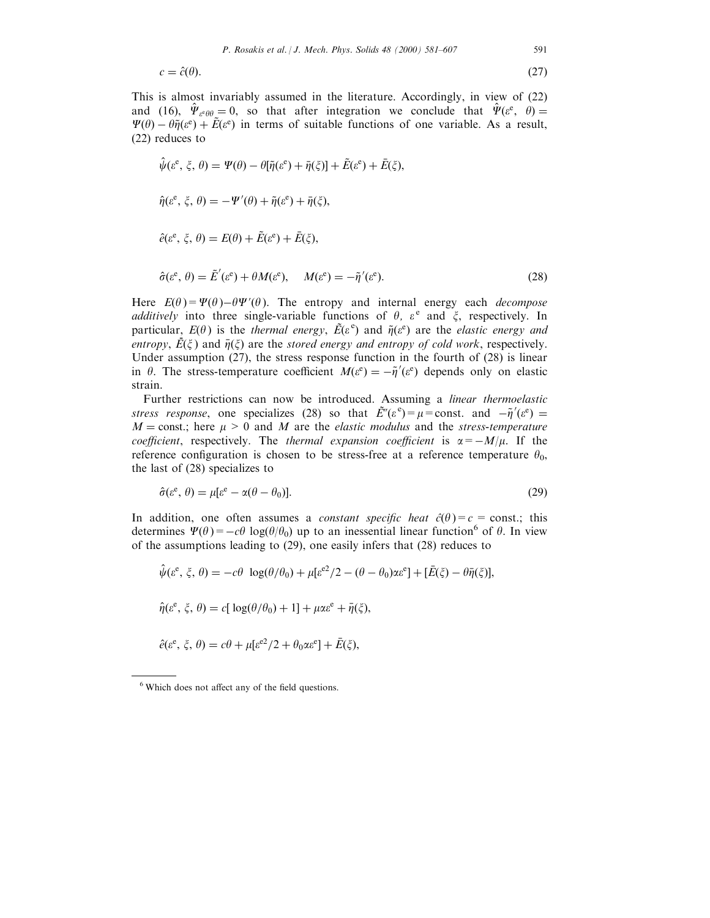$$c = \hat{c}(\theta). \tag{27}$$

This is almost invariably assumed in the literature. Accordingly, in view of (22) and (16), $\hat{\Psi}_{\varepsilon^e\theta\theta} = 0$, so that after integration we conclude that $\hat{\Psi}(\varepsilon^e, \theta) = \Psi(\theta) - \theta\tilde{\eta}(\varepsilon^e) + \tilde{E}(\varepsilon^e)$ in terms of suitable functions of one variable. As a result, (22) reduces to

$$\hat{\psi}(\varepsilon^e, \xi, \theta) = \Psi(\theta) - \theta[\tilde{\eta}(\varepsilon^e) + \bar{\eta}(\xi)] + \tilde{E}(\varepsilon^e) + \bar{E}(\xi),$$

$$\hat{\eta}(\varepsilon^e, \xi, \theta) = -\Psi'(\theta) + \tilde{\eta}(\varepsilon^e) + \bar{\eta}(\xi),$$

$$\hat{e}(\varepsilon^e, \xi, \theta) = E(\theta) + \tilde{E}(\varepsilon^e) + \bar{E}(\xi),$$

$$\hat{\sigma}(\varepsilon^e, \theta) = \tilde{E}'(\varepsilon^e) + \theta M(\varepsilon^e), \quad M(\varepsilon^e) = -\tilde{\eta}'(\varepsilon^e). \tag{28}$$

Here $E(\theta) = \Psi(\theta) - \theta\Psi'(\theta)$. The entropy and internal energy each *decompose additively* into three single-variable functions of $\theta$, $\varepsilon^e$ and $\xi$, respectively. In particular, $E(\theta)$ is the *thermal energy*, $\tilde{E}(\varepsilon^e)$ and $\tilde{\eta}(\varepsilon^e)$ are the *elastic energy and entropy*, $\bar{E}(\xi)$ and $\bar{\eta}(\xi)$ are the *stored energy and entropy of cold work*, respectively. Under assumption (27), the stress response function in the fourth of (28) is linear in $\theta$. The stress-temperature coefficient $M(\varepsilon^e) = -\tilde{\eta}'(\varepsilon^e)$ depends only on elastic strain.

Further restrictions can now be introduced. Assuming a *linear thermoelastic stress response*, one specializes (28) so that $\tilde{E}''(\varepsilon^e) = \mu = \text{const.}$ and $-\tilde{\eta}'(\varepsilon^e) = M = \text{const.}$; here $\mu > 0$ and $M$ are the *elastic modulus* and the *stress-temperature coefficient*, respectively. The *thermal expansion coefficient* is $\alpha = -M/\mu$. If the reference configuration is chosen to be stress-free at a reference temperature $\theta_0$, the last of (28) specializes to

$$\hat{\sigma}(\varepsilon^e, \theta) = \mu[\varepsilon^e - \alpha(\theta - \theta_0)]. \tag{29}$$

In addition, one often assumes a *constant specific heat* $\hat{c}(\theta) = c = \text{const.}$; this determines $\Psi(\theta) = -c\theta \log(\theta/\theta_0)$ up to an inessential linear function[6] of $\theta$. In view of the assumptions leading to (29), one easily infers that (28) reduces to

$$\hat{\psi}(\varepsilon^e, \xi, \theta) = -c\theta \log(\theta/\theta_0) + \mu[\varepsilon^{e2}/2 - (\theta - \theta_0)\alpha\varepsilon^e] + [\bar{E}(\xi) - \theta\bar{\eta}(\xi)],$$

$$\hat{\eta}(\varepsilon^e, \xi, \theta) = c[\log(\theta/\theta_0) + 1] + \mu\alpha\varepsilon^e + \bar{\eta}(\xi),$$

$$\hat{e}(\varepsilon^e, \xi, \theta) = c\theta + \mu[\varepsilon^{e2}/2 + \theta_0\alpha\varepsilon^e] + \bar{E}(\xi),$$

---

[6] Which does not affect any of the field questions.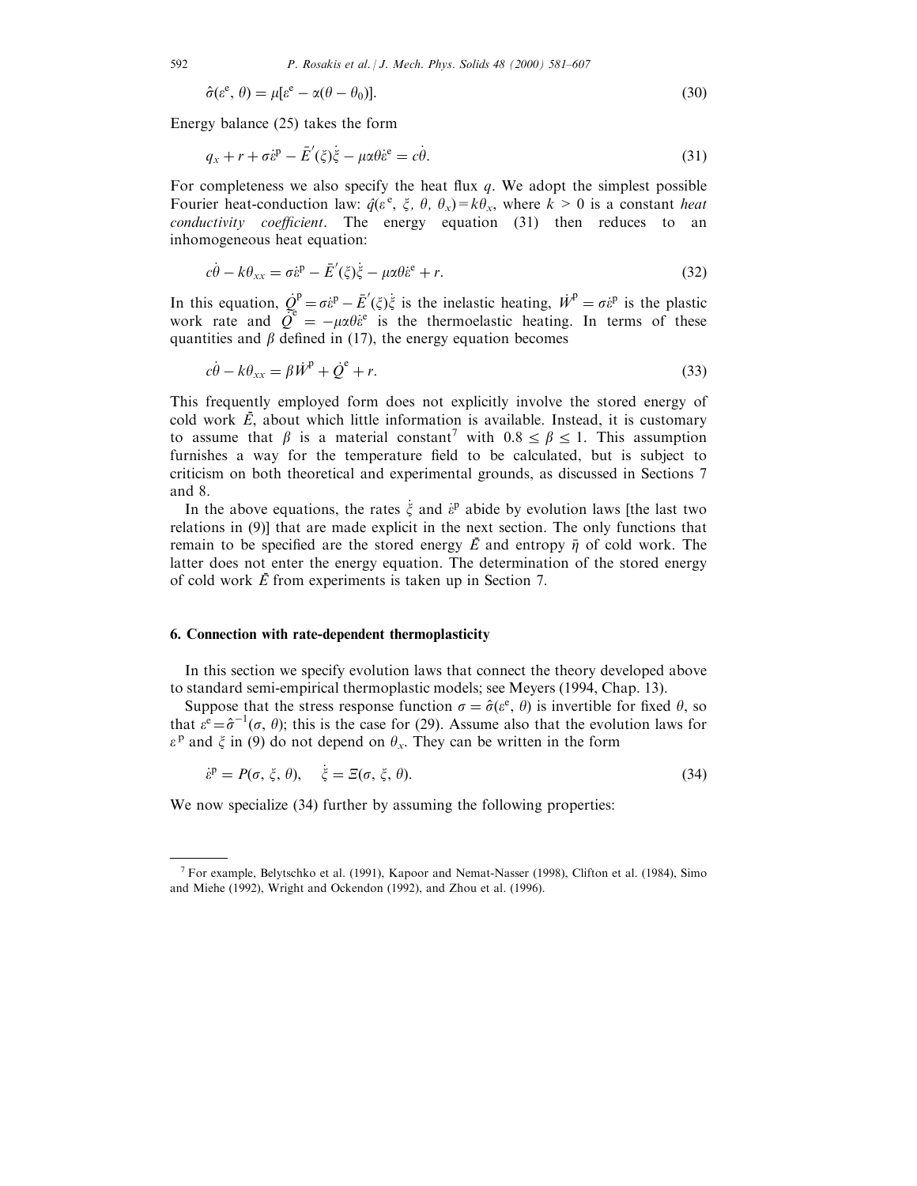$$\hat{\sigma}(\varepsilon^{\mathrm{e}}, \theta) = \mu[\varepsilon^{\mathrm{e}} - \alpha(\theta - \theta_0)]. \tag{30}$$

Energy balance (25) takes the form

$$q_x + r + \sigma\dot{\varepsilon}^{\mathrm{p}} - \bar{E}'(\xi)\dot{\xi} - \mu\alpha\theta\dot{\varepsilon}^{\mathrm{e}} = c\dot{\theta}. \tag{31}$$

For completeness we also specify the heat flux $q$. We adopt the simplest possible Fourier heat-conduction law: $\hat{q}(\varepsilon^{\mathrm{e}}, \xi, \theta, \theta_x) = k\theta_x$, where $k > 0$ is a constant *heat conductivity coefficient*. The energy equation (31) then reduces to an inhomogeneous heat equation:

$$c\dot{\theta} - k\theta_{xx} = \sigma\dot{\varepsilon}^{\mathrm{p}} - \bar{E}'(\xi)\dot{\xi} - \mu\alpha\theta\dot{\varepsilon}^{\mathrm{e}} + r. \tag{32}$$

In this equation, $\dot{Q}^{\mathrm{p}} = \sigma\dot{\varepsilon}^{\mathrm{p}} - \bar{E}'(\xi)\dot{\xi}$ is the inelastic heating, $\dot{W}^{\mathrm{p}} = \sigma\dot{\varepsilon}^{\mathrm{p}}$ is the plastic work rate and $\dot{Q}^{\mathrm{e}} = -\mu\alpha\theta\dot{\varepsilon}^{\mathrm{e}}$ is the thermoelastic heating. In terms of these quantities and $\beta$ defined in (17), the energy equation becomes

$$c\dot{\theta} - k\theta_{xx} = \beta\dot{W}^{\mathrm{p}} + \dot{Q}^{\mathrm{e}} + r. \tag{33}$$

This frequently employed form does not explicitly involve the stored energy of cold work $\bar{E}$, about which little information is available. Instead, it is customary to assume that $\beta$ is a material constant[7] with $0.8 \leq \beta \leq 1$. This assumption furnishes a way for the temperature field to be calculated, but is subject to criticism on both theoretical and experimental grounds, as discussed in Sections 7 and 8.

In the above equations, the rates $\dot{\xi}$ and $\dot{\varepsilon}^{\mathrm{p}}$ abide by evolution laws [the last two relations in (9)] that are made explicit in the next section. The only functions that remain to be specified are the stored energy $\bar{E}$ and entropy $\bar{\eta}$ of cold work. The latter does not enter the energy equation. The determination of the stored energy of cold work $\bar{E}$ from experiments is taken up in Section 7.

## 6. Connection with rate-dependent thermoplasticity

In this section we specify evolution laws that connect the theory developed above to standard semi-empirical thermoplastic models; see Meyers (1994, Chap. 13).

Suppose that the stress response function $\sigma = \hat{\sigma}(\varepsilon^{\mathrm{e}}, \theta)$ is invertible for fixed $\theta$, so that $\varepsilon^{\mathrm{e}} = \hat{\sigma}^{-1}(\sigma, \theta)$; this is the case for (29). Assume also that the evolution laws for $\varepsilon^{\mathrm{p}}$ and $\xi$ in (9) do not depend on $\theta_x$. They can be written in the form

$$\dot{\varepsilon}^{\mathrm{p}} = P(\sigma, \xi, \theta), \quad \dot{\xi} = \Xi(\sigma, \xi, \theta). \tag{34}$$

We now specialize (34) further by assuming the following properties:

---

[7] For example, Belytschko et al. (1991), Kapoor and Nemat-Nasser (1998), Clifton et al. (1984), Simo and Miehe (1992), Wright and Ockendon (1992), and Zhou et al. (1996).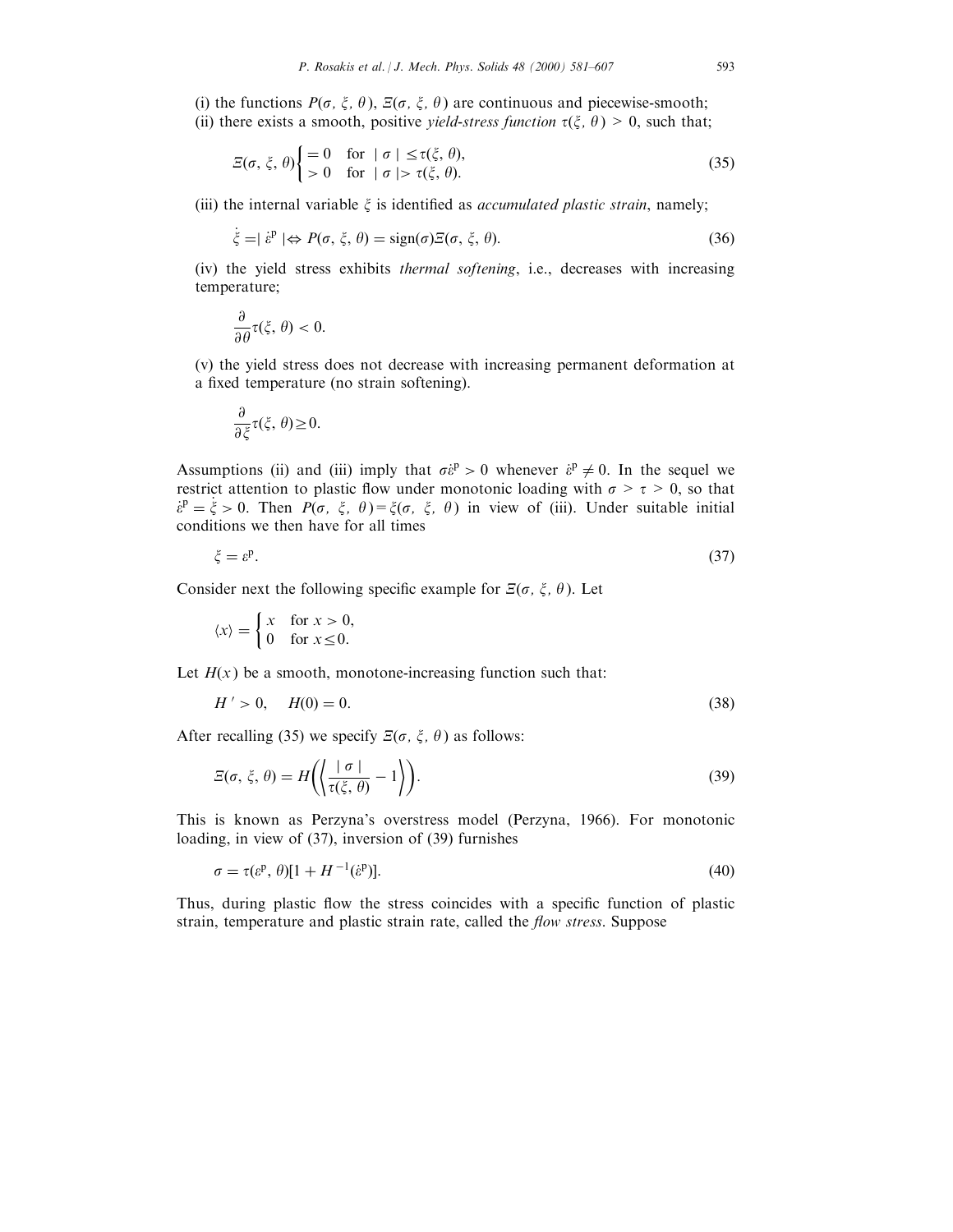(i) the functions $P(\sigma, \xi, \theta)$, $\Xi(\sigma, \xi, \theta)$ are continuous and piecewise-smooth;
(ii) there exists a smooth, positive *yield-stress function* $\tau(\xi, \theta) > 0$, such that;

$$\Xi(\sigma, \xi, \theta)\begin{cases} = 0 & \text{for } |\sigma| \leq \tau(\xi, \theta), \\ > 0 & \text{for } |\sigma| > \tau(\xi, \theta). \end{cases} \tag{35}$$

(iii) the internal variable $\xi$ is identified as *accumulated plastic strain*, namely;

$$\dot{\xi} = |\dot{\varepsilon}^{\mathrm{p}}| \Leftrightarrow P(\sigma, \xi, \theta) = \mathrm{sign}(\sigma)\Xi(\sigma, \xi, \theta). \tag{36}$$

(iv) the yield stress exhibits *thermal softening*, i.e., decreases with increasing temperature;

$$\frac{\partial}{\partial \theta}\tau(\xi, \theta) < 0.$$

(v) the yield stress does not decrease with increasing permanent deformation at a fixed temperature (no strain softening).

$$\frac{\partial}{\partial \xi}\tau(\xi, \theta) \geq 0.$$

Assumptions (ii) and (iii) imply that $\sigma\dot{\varepsilon}^{\mathrm{p}} > 0$ whenever $\dot{\varepsilon}^{\mathrm{p}} \neq 0$. In the sequel we restrict attention to plastic flow under monotonic loading with $\sigma > \tau > 0$, so that $\dot{\varepsilon}^{\mathrm{p}} = \dot{\xi} > 0$. Then $P(\sigma, \xi, \theta) = \xi(\sigma, \xi, \theta)$ in view of (iii). Under suitable initial conditions we then have for all times

$$\xi = \varepsilon^{\mathrm{p}}. \tag{37}$$

Consider next the following specific example for $\Xi(\sigma, \xi, \theta)$. Let

$$\langle x \rangle = \begin{cases} x & \text{for } x > 0, \\ 0 & \text{for } x \leq 0. \end{cases}$$

Let $H(x)$ be a smooth, monotone-increasing function such that:

$$H' > 0, \quad H(0) = 0. \tag{38}$$

After recalling (35) we specify $\Xi(\sigma, \xi, \theta)$ as follows:

$$\Xi(\sigma, \xi, \theta) = H\left(\left\langle \frac{|\sigma|}{\tau(\xi, \theta)} - 1 \right\rangle\right). \tag{39}$$

This is known as Perzyna's overstress model (Perzyna, 1966). For monotonic loading, in view of (37), inversion of (39) furnishes

$$\sigma = \tau(\varepsilon^{\mathrm{p}}, \theta)[1 + H^{-1}(\dot{\varepsilon}^{\mathrm{p}})]. \tag{40}$$

Thus, during plastic flow the stress coincides with a specific function of plastic strain, temperature and plastic strain rate, called the *flow stress*. Suppose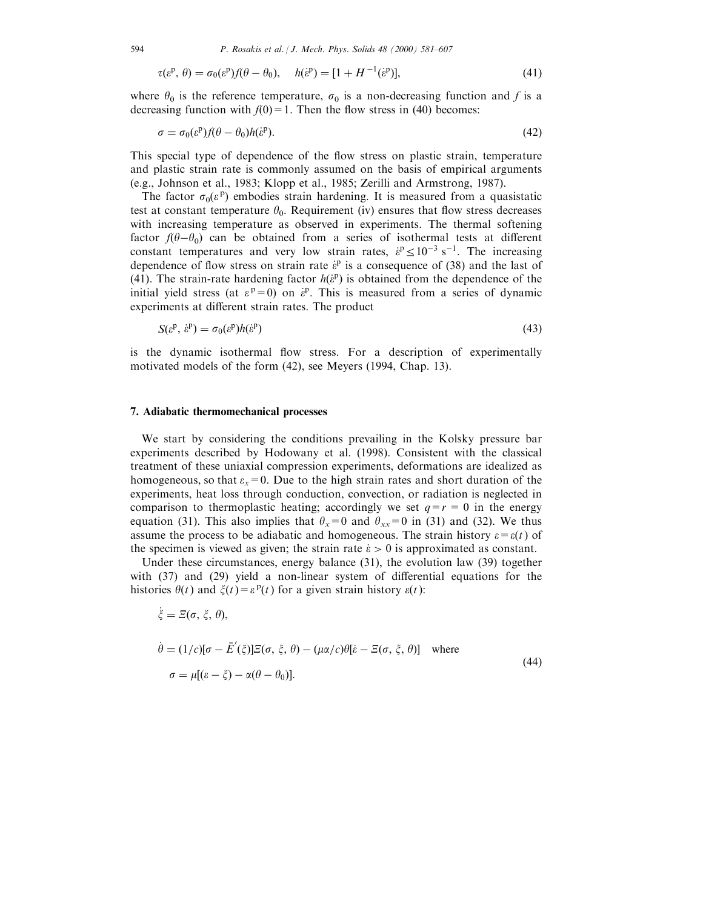$$\tau(\varepsilon^{\mathrm{p}}, \theta) = \sigma_0(\varepsilon^{\mathrm{p}}) f(\theta - \theta_0), \quad h(\dot{\varepsilon}^{\mathrm{p}}) = [1 + H^{-1}(\dot{\varepsilon}^{\mathrm{p}})], \tag{41}$$

where $\theta_0$ is the reference temperature, $\sigma_0$ is a non-decreasing function and $f$ is a decreasing function with $f(0) = 1$. Then the flow stress in (40) becomes:

$$\sigma = \sigma_0(\varepsilon^{\mathrm{p}}) f(\theta - \theta_0) h(\dot{\varepsilon}^{\mathrm{p}}). \tag{42}$$

This special type of dependence of the flow stress on plastic strain, temperature and plastic strain rate is commonly assumed on the basis of empirical arguments (e.g., Johnson et al., 1983; Klopp et al., 1985; Zerilli and Armstrong, 1987).

The factor $\sigma_0(\varepsilon^{\mathrm{p}})$ embodies strain hardening. It is measured from a quasistatic test at constant temperature $\theta_0$. Requirement (iv) ensures that flow stress decreases with increasing temperature as observed in experiments. The thermal softening factor $f(\theta - \theta_0)$ can be obtained from a series of isothermal tests at different constant temperatures and very low strain rates, $\dot{\varepsilon}^{\mathrm{p}} \leq 10^{-3}\ \mathrm{s}^{-1}$. The increasing dependence of flow stress on strain rate $\dot{\varepsilon}^{\mathrm{p}}$ is a consequence of (38) and the last of (41). The strain-rate hardening factor $h(\dot{\varepsilon}^{\mathrm{p}})$ is obtained from the dependence of the initial yield stress (at $\varepsilon^{\mathrm{p}} = 0$) on $\dot{\varepsilon}^{\mathrm{p}}$. This is measured from a series of dynamic experiments at different strain rates. The product

$$S(\varepsilon^{\mathrm{p}}, \dot{\varepsilon}^{\mathrm{p}}) = \sigma_0(\varepsilon^{\mathrm{p}}) h(\dot{\varepsilon}^{\mathrm{p}}) \tag{43}$$

is the dynamic isothermal flow stress. For a description of experimentally motivated models of the form (42), see Meyers (1994, Chap. 13).

## 7. Adiabatic thermomechanical processes

We start by considering the conditions prevailing in the Kolsky pressure bar experiments described by Hodowany et al. (1998). Consistent with the classical treatment of these uniaxial compression experiments, deformations are idealized as homogeneous, so that $\varepsilon_x = 0$. Due to the high strain rates and short duration of the experiments, heat loss through conduction, convection, or radiation is neglected in comparison to thermoplastic heating; accordingly we set $q = r = 0$ in the energy equation (31). This also implies that $\theta_x = 0$ and $\theta_{xx} = 0$ in (31) and (32). We thus assume the process to be adiabatic and homogeneous. The strain history $\varepsilon = \varepsilon(t)$ of the specimen is viewed as given; the strain rate $\dot{\varepsilon} > 0$ is approximated as constant.

Under these circumstances, energy balance (31), the evolution law (39) together with (37) and (29) yield a non-linear system of differential equations for the histories $\theta(t)$ and $\xi(t) = \varepsilon^{\mathrm{p}}(t)$ for a given strain history $\varepsilon(t)$:

$$\begin{aligned}
&\dot{\xi} = \Xi(\sigma, \xi, \theta), \\
&\dot{\theta} = (1/c)[\sigma - \bar{E}'(\xi)]\Xi(\sigma, \xi, \theta) - (\mu\alpha/c)\theta[\dot{\varepsilon} - \Xi(\sigma, \xi, \theta)] \quad \text{where} \\
&\quad \sigma = \mu[(\varepsilon - \xi) - \alpha(\theta - \theta_0)].
\end{aligned} \tag{44}$$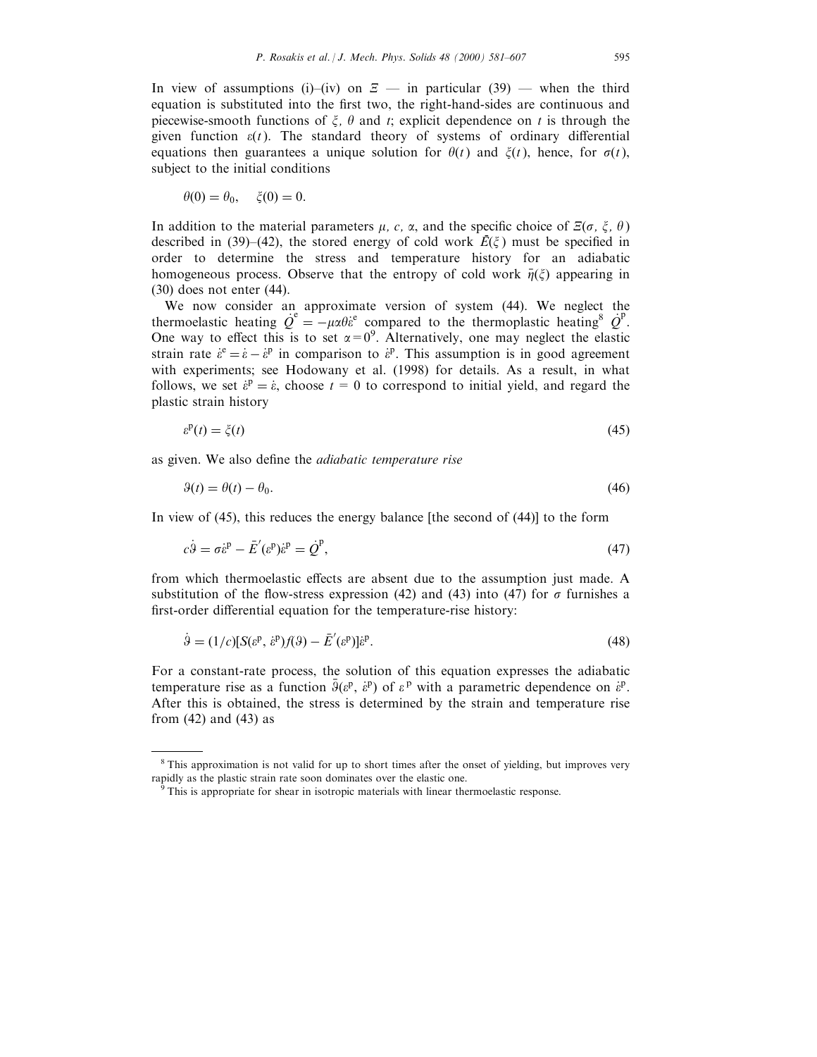In view of assumptions (i)–(iv) on $\Xi$ — in particular (39) — when the third equation is substituted into the first two, the right-hand-sides are continuous and piecewise-smooth functions of $\xi$, $\theta$ and $t$; explicit dependence on $t$ is through the given function $\varepsilon(t)$. The standard theory of systems of ordinary differential equations then guarantees a unique solution for $\theta(t)$ and $\xi(t)$, hence, for $\sigma(t)$, subject to the initial conditions

$$\theta(0) = \theta_0, \quad \xi(0) = 0.$$

In addition to the material parameters $\mu$, $c$, $\alpha$, and the specific choice of $\Xi(\sigma, \xi, \theta)$ described in (39)–(42), the stored energy of cold work $\bar{E}(\xi)$ must be specified in order to determine the stress and temperature history for an adiabatic homogeneous process. Observe that the entropy of cold work $\bar{\eta}(\xi)$ appearing in (30) does not enter (44).

We now consider an approximate version of system (44). We neglect the thermoelastic heating $\dot{Q}^{e} = -\mu\alpha\theta\dot{\varepsilon}^{e}$ compared to the thermoplastic heating[8] $\dot{Q}^{p}$. One way to effect this is to set $\alpha = 0$[9]. Alternatively, one may neglect the elastic strain rate $\dot{\varepsilon}^{e} = \dot{\varepsilon} - \dot{\varepsilon}^{p}$ in comparison to $\dot{\varepsilon}^{p}$. This assumption is in good agreement with experiments; see Hodowany et al. (1998) for details. As a result, in what follows, we set $\dot{\varepsilon}^{p} = \dot{\varepsilon}$, choose $t = 0$ to correspond to initial yield, and regard the plastic strain history

$$\varepsilon^{p}(t) = \xi(t) \tag{45}$$

as given. We also define the *adiabatic temperature rise*

$$\vartheta(t) = \theta(t) - \theta_0. \tag{46}$$

In view of (45), this reduces the energy balance [the second of (44)] to the form

$$c\dot{\vartheta} = \sigma\dot{\varepsilon}^{p} - \bar{E}'(\varepsilon^{p})\dot{\varepsilon}^{p} = \dot{Q}^{p}, \tag{47}$$

from which thermoelastic effects are absent due to the assumption just made. A substitution of the flow-stress expression (42) and (43) into (47) for $\sigma$ furnishes a first-order differential equation for the temperature-rise history:

$$\dot{\vartheta} = (1/c)[S(\varepsilon^{p}, \dot{\varepsilon}^{p})f(\vartheta) - \bar{E}'(\varepsilon^{p})]\dot{\varepsilon}^{p}. \tag{48}$$

For a constant-rate process, the solution of this equation expresses the adiabatic temperature rise as a function $\bar{\vartheta}(\varepsilon^{p}, \dot{\varepsilon}^{p})$ of $\varepsilon^{p}$ with a parametric dependence on $\dot{\varepsilon}^{p}$. After this is obtained, the stress is determined by the strain and temperature rise from (42) and (43) as

---

[8] This approximation is not valid for up to short times after the onset of yielding, but improves very rapidly as the plastic strain rate soon dominates over the elastic one.

[9] This is appropriate for shear in isotropic materials with linear thermoelastic response.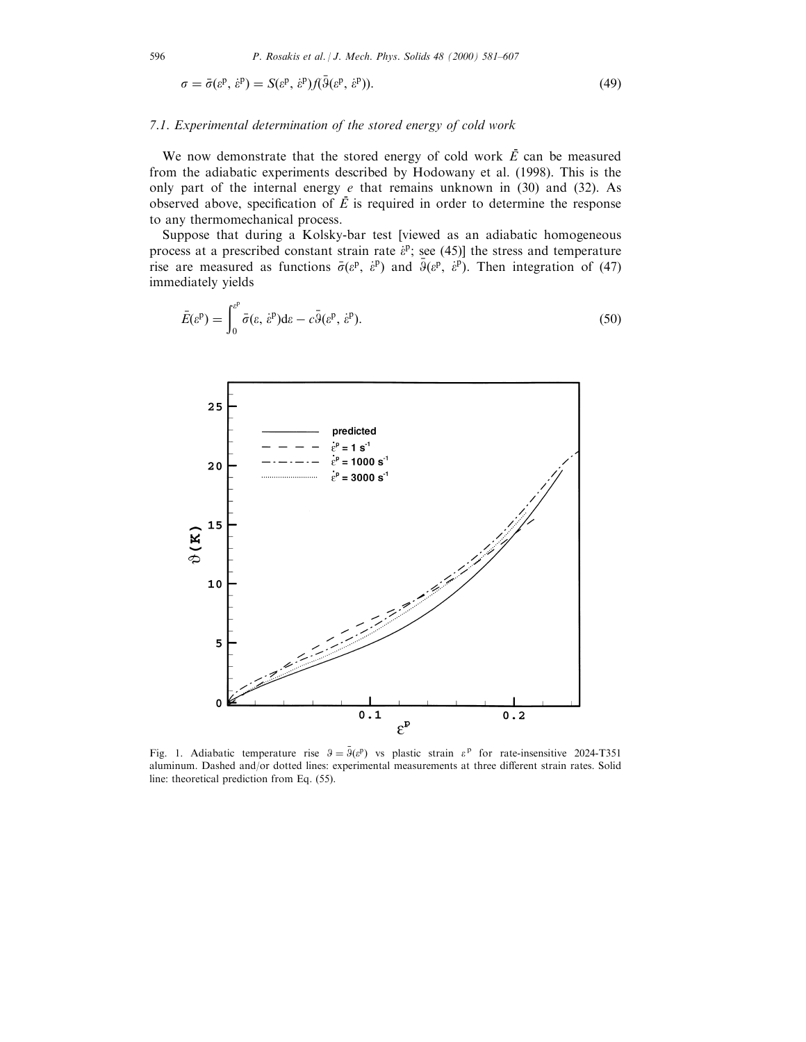$$\sigma = \bar{\sigma}(\varepsilon^{\mathrm{p}}, \dot{\varepsilon}^{\mathrm{p}}) = S(\varepsilon^{\mathrm{p}}, \dot{\varepsilon}^{\mathrm{p}}) f(\bar{\vartheta}(\varepsilon^{\mathrm{p}}, \dot{\varepsilon}^{\mathrm{p}})). \tag{49}$$

### 7.1. Experimental determination of the stored energy of cold work

We now demonstrate that the stored energy of cold work $\bar{E}$ can be measured from the adiabatic experiments described by Hodowany et al. (1998). This is the only part of the internal energy $e$ that remains unknown in (30) and (32). As observed above, specification of $\bar{E}$ is required in order to determine the response to any thermomechanical process.

Suppose that during a Kolsky-bar test [viewed as an adiabatic homogeneous process at a prescribed constant strain rate $\dot{\varepsilon}^{\mathrm{p}}$; see (45)] the stress and temperature rise are measured as functions $\bar{\sigma}(\varepsilon^{\mathrm{p}}, \dot{\varepsilon}^{\mathrm{p}})$ and $\bar{\vartheta}(\varepsilon^{\mathrm{p}}, \dot{\varepsilon}^{\mathrm{p}})$. Then integration of (47) immediately yields

$$\bar{E}(\varepsilon^{\mathrm{p}}) = \int_0^{\varepsilon^{\mathrm{p}}} \bar{\sigma}(\varepsilon, \dot{\varepsilon}^{\mathrm{p}})\mathrm{d}\varepsilon - c\bar{\vartheta}(\varepsilon^{\mathrm{p}}, \dot{\varepsilon}^{\mathrm{p}}). \tag{50}$$

Fig. 1. Adiabatic temperature rise $\vartheta = \bar{\vartheta}(\varepsilon^{\mathrm{p}})$ vs plastic strain $\varepsilon^{\mathrm{p}}$ for rate-insensitive 2024-T351 aluminum. Dashed and/or dotted lines: experimental measurements at three different strain rates. Solid line: theoretical prediction from Eq. (55).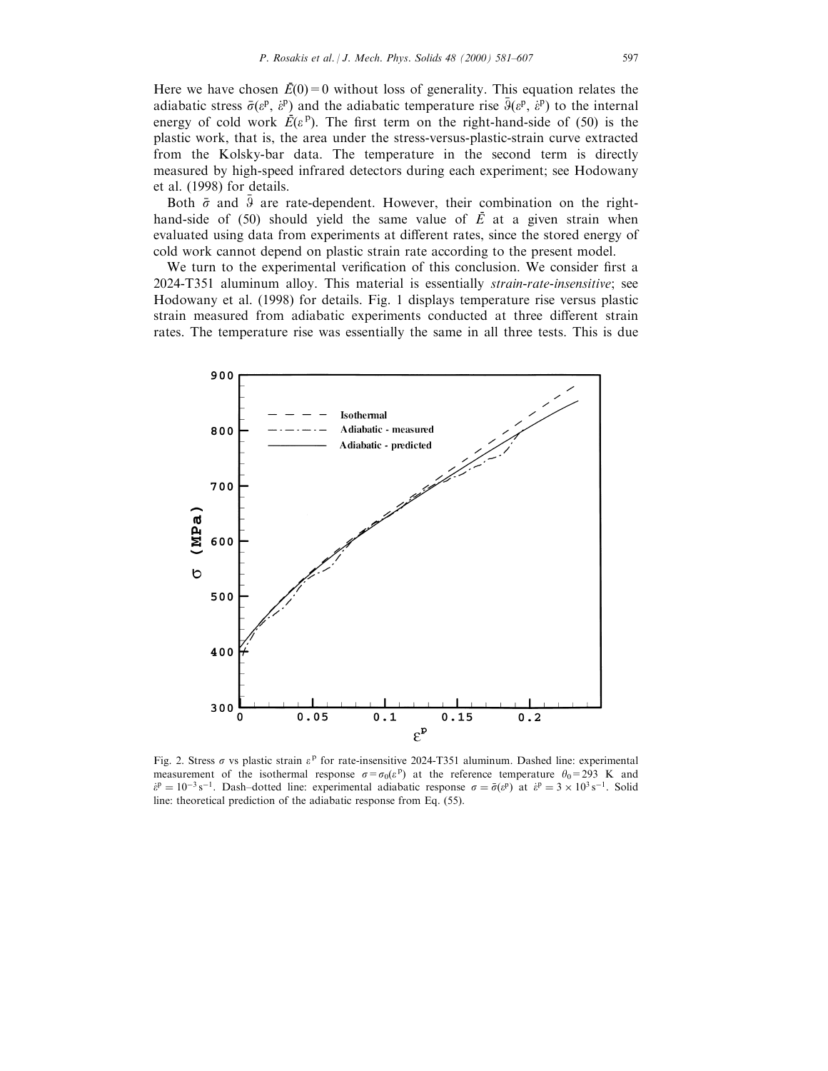Here we have chosen $\bar{E}(0) = 0$ without loss of generality. This equation relates the adiabatic stress $\bar{\sigma}(\varepsilon^p, \dot{\varepsilon}^p)$ and the adiabatic temperature rise $\bar{\vartheta}(\varepsilon^p, \dot{\varepsilon}^p)$ to the internal energy of cold work $\bar{E}(\varepsilon^p)$. The first term on the right-hand-side of (50) is the plastic work, that is, the area under the stress-versus-plastic-strain curve extracted from the Kolsky-bar data. The temperature in the second term is directly measured by high-speed infrared detectors during each experiment; see Hodowany et al. (1998) for details.

Both $\bar{\sigma}$ and $\bar{\vartheta}$ are rate-dependent. However, their combination on the right-hand-side of (50) should yield the same value of $\bar{E}$ at a given strain when evaluated using data from experiments at different rates, since the stored energy of cold work cannot depend on plastic strain rate according to the present model.

We turn to the experimental verification of this conclusion. We consider first a 2024-T351 aluminum alloy. This material is essentially *strain-rate-insensitive*; see Hodowany et al. (1998) for details. Fig. 1 displays temperature rise versus plastic strain measured from adiabatic experiments conducted at three different strain rates. The temperature rise was essentially the same in all three tests. This is due

Fig. 2. Stress $\sigma$ vs plastic strain $\varepsilon^p$ for rate-insensitive 2024-T351 aluminum. Dashed line: experimental measurement of the isothermal response $\sigma = \sigma_0(\varepsilon^p)$ at the reference temperature $\theta_0 = 293$ K and $\dot{\varepsilon}^p = 10^{-3}\,\text{s}^{-1}$. Dash–dotted line: experimental adiabatic response $\sigma = \bar{\sigma}(\varepsilon^p)$ at $\dot{\varepsilon}^p = 3 \times 10^3\,\text{s}^{-1}$. Solid line: theoretical prediction of the adiabatic response from Eq. (55).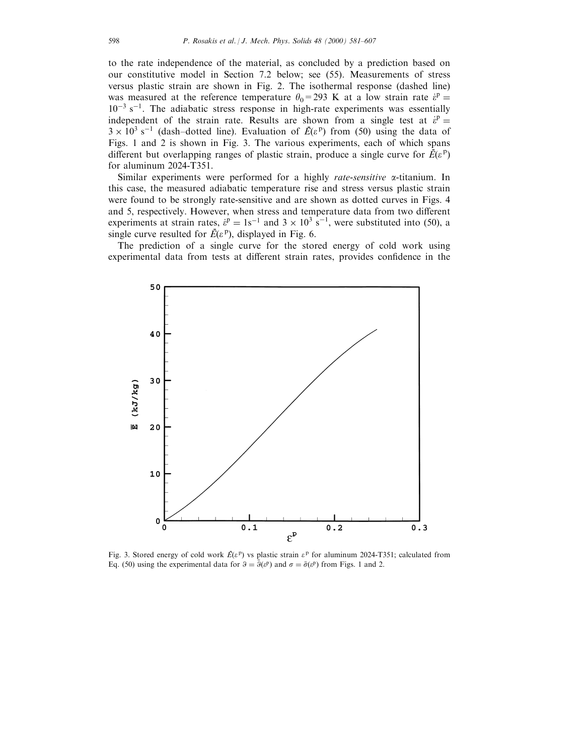to the rate independence of the material, as concluded by a prediction based on our constitutive model in Section 7.2 below; see (55). Measurements of stress versus plastic strain are shown in Fig. 2. The isothermal response (dashed line) was measured at the reference temperature $\theta_0 = 293$ K at a low strain rate $\dot{\varepsilon}^{\mathrm{p}} = 10^{-3}\ \mathrm{s}^{-1}$. The adiabatic stress response in high-rate experiments was essentially independent of the strain rate. Results are shown from a single test at $\dot{\varepsilon}^{\mathrm{p}} = 3 \times 10^3\ \mathrm{s}^{-1}$ (dash–dotted line). Evaluation of $\bar{E}(\varepsilon^{\mathrm{p}})$ from (50) using the data of Figs. 1 and 2 is shown in Fig. 3. The various experiments, each of which spans different but overlapping ranges of plastic strain, produce a single curve for $\bar{E}(\varepsilon^{\mathrm{p}})$ for aluminum 2024-T351.

Similar experiments were performed for a highly *rate-sensitive* $\alpha$-titanium. In this case, the measured adiabatic temperature rise and stress versus plastic strain were found to be strongly rate-sensitive and are shown as dotted curves in Figs. 4 and 5, respectively. However, when stress and temperature data from two different experiments at strain rates, $\dot{\varepsilon}^{\mathrm{p}} = 1\mathrm{s}^{-1}$ and $3 \times 10^3\ \mathrm{s}^{-1}$, were substituted into (50), a single curve resulted for $\bar{E}(\varepsilon^{\mathrm{p}})$, displayed in Fig. 6.

The prediction of a single curve for the stored energy of cold work using experimental data from tests at different strain rates, provides confidence in the

Fig. 3. Stored energy of cold work $\bar{E}(\varepsilon^{\mathrm{p}})$ vs plastic strain $\varepsilon^{\mathrm{p}}$ for aluminum 2024-T351; calculated from Eq. (50) using the experimental data for $\vartheta = \bar{\vartheta}(\varepsilon^{\mathrm{p}})$ and $\sigma = \bar{\sigma}(\varepsilon^{\mathrm{p}})$ from Figs. 1 and 2.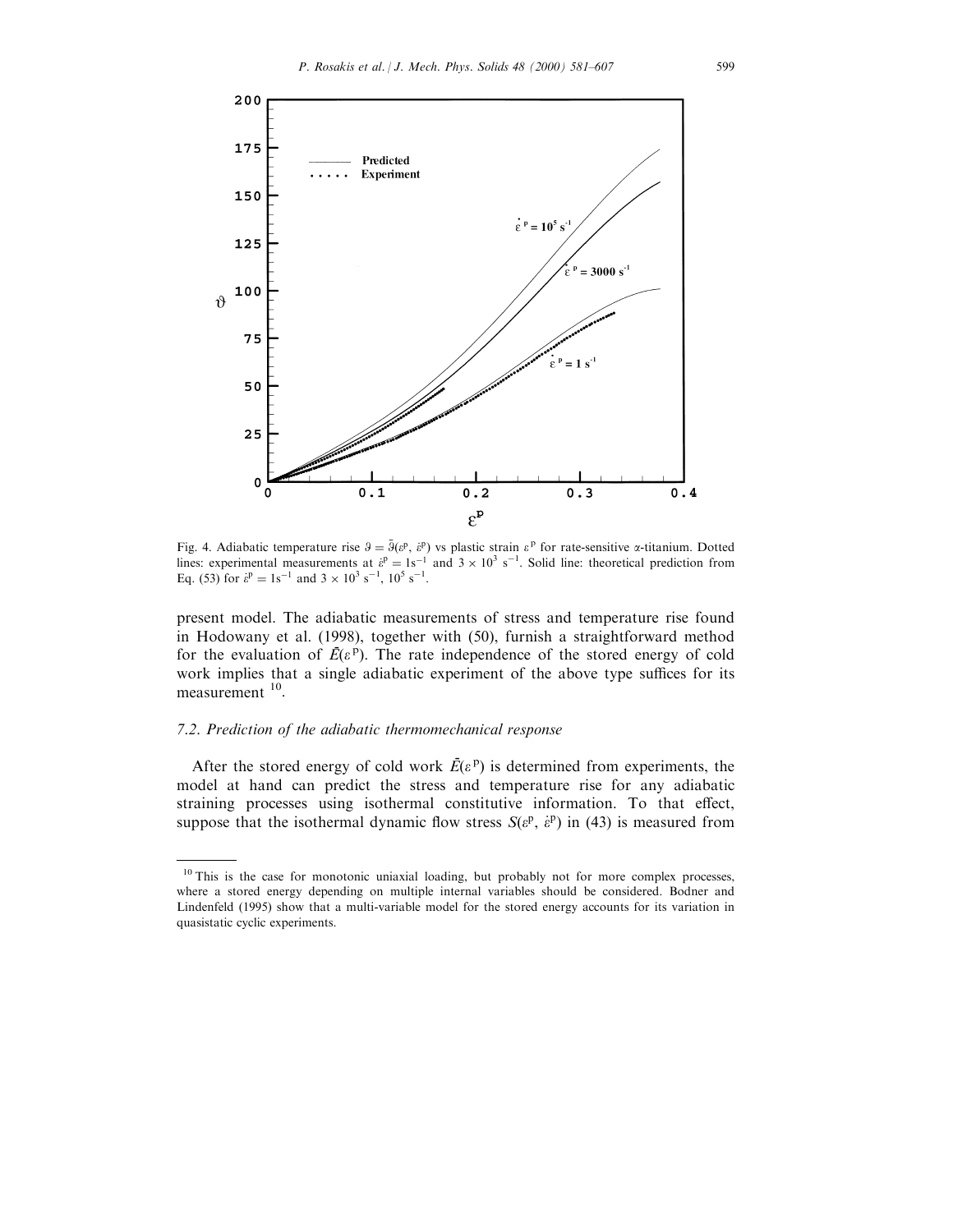Fig. 4. Adiabatic temperature rise $\vartheta = \bar{\vartheta}(\varepsilon^{\mathrm{p}}, \dot{\varepsilon}^{\mathrm{p}})$ vs plastic strain $\varepsilon^{\mathrm{p}}$ for rate-sensitive $\alpha$-titanium. Dotted lines: experimental measurements at $\dot{\varepsilon}^{\mathrm{p}} = 1\mathrm{s}^{-1}$ and $3 \times 10^3\ \mathrm{s}^{-1}$. Solid line: theoretical prediction from Eq. (53) for $\dot{\varepsilon}^{\mathrm{p}} = 1\mathrm{s}^{-1}$ and $3 \times 10^3\ \mathrm{s}^{-1}$, $10^5\ \mathrm{s}^{-1}$.

present model. The adiabatic measurements of stress and temperature rise found in Hodowany et al. (1998), together with (50), furnish a straightforward method for the evaluation of $\bar{E}(\varepsilon^{\mathrm{p}})$. The rate independence of the stored energy of cold work implies that a single adiabatic experiment of the above type suffices for its measurement [10].

### 7.2. Prediction of the adiabatic thermomechanical response

After the stored energy of cold work $\bar{E}(\varepsilon^{\mathrm{p}})$ is determined from experiments, the model at hand can predict the stress and temperature rise for any adiabatic straining processes using isothermal constitutive information. To that effect, suppose that the isothermal dynamic flow stress $S(\varepsilon^{\mathrm{p}}, \dot{\varepsilon}^{\mathrm{p}})$ in (43) is measured from

---

[10] This is the case for monotonic uniaxial loading, but probably not for more complex processes, where a stored energy depending on multiple internal variables should be considered. Bodner and Lindenfeld (1995) show that a multi-variable model for the stored energy accounts for its variation in quasistatic cyclic experiments.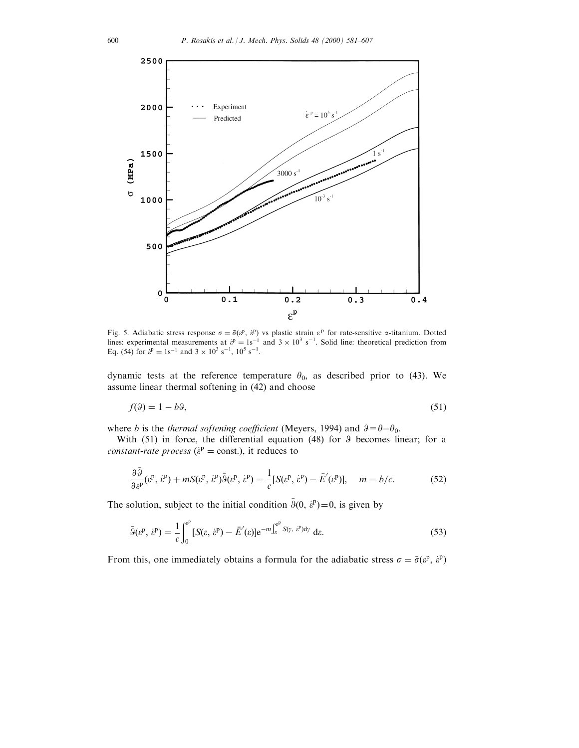Fig. 5. Adiabatic stress response $\sigma = \bar{\sigma}(\varepsilon^p, \dot{\varepsilon}^p)$ vs plastic strain $\varepsilon^p$ for rate-sensitive $\alpha$-titanium. Dotted lines: experimental measurements at $\dot{\varepsilon}^p = 1\text{s}^{-1}$ and $3 \times 10^3$ s$^{-1}$. Solid line: theoretical prediction from Eq. (54) for $\dot{\varepsilon}^p = 1\text{s}^{-1}$ and $3 \times 10^3$ s$^{-1}$, $10^5$ s$^{-1}$.

dynamic tests at the reference temperature $\theta_0$, as described prior to (43). We assume linear thermal softening in (42) and choose

$$f(\vartheta) = 1 - b\vartheta, \tag{51}$$

where $b$ is the *thermal softening coefficient* (Meyers, 1994) and $\vartheta = \theta - \theta_0$.

With (51) in force, the differential equation (48) for $\vartheta$ becomes linear; for a *constant-rate process* ($\dot{\varepsilon}^p = \text{const.}$), it reduces to

$$\frac{\partial \bar{\vartheta}}{\partial \varepsilon^p}(\varepsilon^p, \dot{\varepsilon}^p) + mS(\varepsilon^p, \dot{\varepsilon}^p)\bar{\vartheta}(\varepsilon^p, \dot{\varepsilon}^p) = \frac{1}{c}[S(\varepsilon^p, \dot{\varepsilon}^p) - \bar{E}'(\varepsilon^p)], \quad m = b/c. \tag{52}$$

The solution, subject to the initial condition $\bar{\vartheta}(0, \dot{\varepsilon}^p) = 0$, is given by

$$\bar{\vartheta}(\varepsilon^p, \dot{\varepsilon}^p) = \frac{1}{c}\int_0^{\varepsilon^p} [S(\varepsilon, \dot{\varepsilon}^p) - \bar{E}'(\varepsilon)] e^{-m\int_{\varepsilon}^{\varepsilon^p} S(\gamma, \dot{\varepsilon}^p)d\gamma} \, d\varepsilon. \tag{53}$$

From this, one immediately obtains a formula for the adiabatic stress $\sigma = \bar{\sigma}(\varepsilon^p, \dot{\varepsilon}^p)$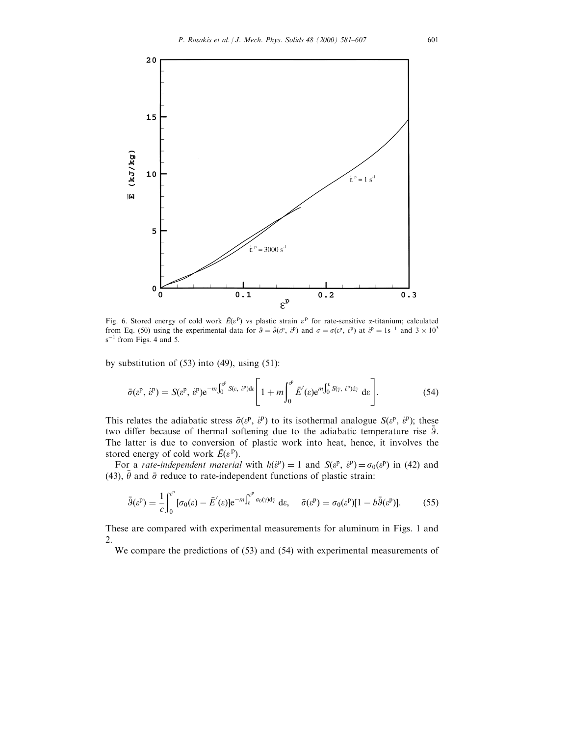Fig. 6. Stored energy of cold work $\bar{E}(\varepsilon^{\mathrm{p}})$ vs plastic strain $\varepsilon^{\mathrm{p}}$ for rate-sensitive $\alpha$-titanium; calculated from Eq. (50) using the experimental data for $\vartheta = \bar{\vartheta}(\varepsilon^{\mathrm{p}}, \dot{\varepsilon}^{\mathrm{p}})$ and $\sigma = \bar{\sigma}(\varepsilon^{\mathrm{p}}, \dot{\varepsilon}^{\mathrm{p}})$ at $\dot{\varepsilon}^{\mathrm{p}} = 1\mathrm{s}^{-1}$ and $3 \times 10^3$ $\mathrm{s}^{-1}$ from Figs. 4 and 5.

by substitution of (53) into (49), using (51):

$$\bar{\sigma}(\varepsilon^{\mathrm{p}}, \dot{\varepsilon}^{\mathrm{p}}) = S(\varepsilon^{\mathrm{p}}, \dot{\varepsilon}^{\mathrm{p}}) \mathrm{e}^{-m\int_0^{\varepsilon^{\mathrm{p}}} S(\varepsilon, \dot{\varepsilon}^{\mathrm{p}})\mathrm{d}\varepsilon} \left[ 1 + m\int_0^{\varepsilon^{\mathrm{p}}} \bar{E}'(\varepsilon) \mathrm{e}^{m\int_0^{\varepsilon} S(\gamma, \dot{\varepsilon}^{\mathrm{p}})\mathrm{d}\gamma} \, \mathrm{d}\varepsilon \right]. \tag{54}$$

This relates the adiabatic stress $\bar{\sigma}(\varepsilon^{\mathrm{p}}, \dot{\varepsilon}^{\mathrm{p}})$ to its isothermal analogue $S(\varepsilon^{\mathrm{p}}, \dot{\varepsilon}^{\mathrm{p}})$; these two differ because of thermal softening due to the adiabatic temperature rise $\bar{\vartheta}$. The latter is due to conversion of plastic work into heat, hence, it involves the stored energy of cold work $\bar{E}(\varepsilon^{\mathrm{p}})$.

For a *rate-independent material* with $h(\dot{\varepsilon}^{\mathrm{p}}) = 1$ and $S(\varepsilon^{\mathrm{p}}, \dot{\varepsilon}^{\mathrm{p}}) = \sigma_0(\varepsilon^{\mathrm{p}})$ in (42) and (43), $\bar{\theta}$ and $\bar{\sigma}$ reduce to rate-independent functions of plastic strain:

$$\bar{\vartheta}(\varepsilon^{\mathrm{p}}) = \frac{1}{c}\int_0^{\varepsilon^{\mathrm{p}}} [\sigma_0(\varepsilon) - \bar{E}'(\varepsilon)] \mathrm{e}^{-m\int_{\varepsilon}^{\varepsilon^{\mathrm{p}}} \sigma_0(\gamma)\mathrm{d}\gamma} \, \mathrm{d}\varepsilon, \quad \bar{\sigma}(\varepsilon^{\mathrm{p}}) = \sigma_0(\varepsilon^{\mathrm{p}})[1 - b\bar{\vartheta}(\varepsilon^{\mathrm{p}})]. \tag{55}$$

These are compared with experimental measurements for aluminum in Figs. 1 and 2.

We compare the predictions of (53) and (54) with experimental measurements of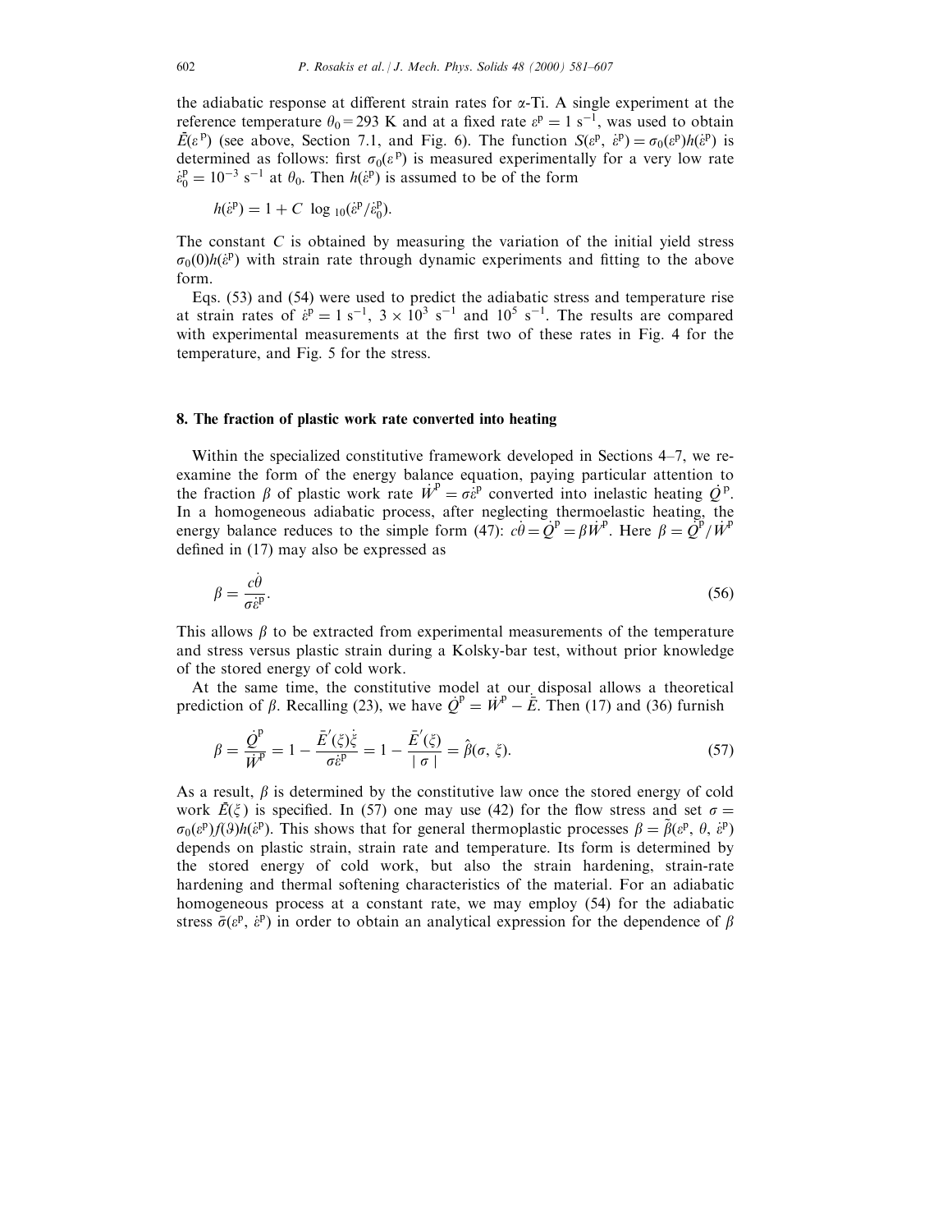the adiabatic response at different strain rates for $\alpha$-Ti. A single experiment at the reference temperature $\theta_0 = 293$ K and at a fixed rate $\dot{\varepsilon}^{\mathrm{p}} = 1\ \mathrm{s}^{-1}$, was used to obtain $\bar{E}(\varepsilon^{\mathrm{p}})$ (see above, Section 7.1, and Fig. 6). The function $S(\varepsilon^{\mathrm{p}}, \dot{\varepsilon}^{\mathrm{p}}) = \sigma_0(\varepsilon^{\mathrm{p}})h(\dot{\varepsilon}^{\mathrm{p}})$ is determined as follows: first $\sigma_0(\varepsilon^{\mathrm{p}})$ is measured experimentally for a very low rate $\dot{\varepsilon}_0^{\mathrm{p}} = 10^{-3}\ \mathrm{s}^{-1}$ at $\theta_0$. Then $h(\dot{\varepsilon}^{\mathrm{p}})$ is assumed to be of the form

$$h(\dot{\varepsilon}^{\mathrm{p}}) = 1 + C\ \log_{10}(\dot{\varepsilon}^{\mathrm{p}}/\dot{\varepsilon}_0^{\mathrm{p}}).$$

The constant $C$ is obtained by measuring the variation of the initial yield stress $\sigma_0(0)h(\dot{\varepsilon}^{\mathrm{p}})$ with strain rate through dynamic experiments and fitting to the above form.

Eqs. (53) and (54) were used to predict the adiabatic stress and temperature rise at strain rates of $\dot{\varepsilon}^{\mathrm{p}} = 1\ \mathrm{s}^{-1}$, $3 \times 10^3\ \mathrm{s}^{-1}$ and $10^5\ \mathrm{s}^{-1}$. The results are compared with experimental measurements at the first two of these rates in Fig. 4 for the temperature, and Fig. 5 for the stress.

## 8. The fraction of plastic work rate converted into heating

Within the specialized constitutive framework developed in Sections 4–7, we re-examine the form of the energy balance equation, paying particular attention to the fraction $\beta$ of plastic work rate $\dot{W}^{\mathrm{p}} = \sigma\dot{\varepsilon}^{\mathrm{p}}$ converted into inelastic heating $\dot{Q}^{\mathrm{p}}$. In a homogeneous adiabatic process, after neglecting thermoelastic heating, the energy balance reduces to the simple form (47): $c\dot{\theta} = \dot{Q}^{\mathrm{p}} = \beta\dot{W}^{\mathrm{p}}$. Here $\beta = \dot{Q}^{\mathrm{p}}/\dot{W}^{\mathrm{p}}$ defined in (17) may also be expressed as

$$\beta = \frac{c\dot{\theta}}{\sigma\dot{\varepsilon}^{\mathrm{p}}}. \tag{56}$$

This allows $\beta$ to be extracted from experimental measurements of the temperature and stress versus plastic strain during a Kolsky-bar test, without prior knowledge of the stored energy of cold work.

At the same time, the constitutive model at our disposal allows a theoretical prediction of $\beta$. Recalling (23), we have $\dot{Q}^{\mathrm{p}} = \dot{W}^{\mathrm{p}} - \dot{\bar{E}}$. Then (17) and (36) furnish

$$\beta = \frac{\dot{Q}^{\mathrm{p}}}{\dot{W}^{\mathrm{p}}} = 1 - \frac{\bar{E}'(\xi)\dot{\xi}}{\sigma\dot{\varepsilon}^{\mathrm{p}}} = 1 - \frac{\bar{E}'(\xi)}{|\ \sigma\ |} = \hat{\beta}(\sigma, \xi). \tag{57}$$

As a result, $\beta$ is determined by the constitutive law once the stored energy of cold work $\bar{E}(\xi)$ is specified. In (57) one may use (42) for the flow stress and set $\sigma = \sigma_0(\varepsilon^{\mathrm{p}})f(\vartheta)h(\dot{\varepsilon}^{\mathrm{p}})$. This shows that for general thermoplastic processes $\beta = \tilde{\beta}(\varepsilon^{\mathrm{p}}, \theta, \dot{\varepsilon}^{\mathrm{p}})$ depends on plastic strain, strain rate and temperature. Its form is determined by the stored energy of cold work, but also the strain hardening, strain-rate hardening and thermal softening characteristics of the material. For an adiabatic homogeneous process at a constant rate, we may employ (54) for the adiabatic stress $\bar{\sigma}(\varepsilon^{\mathrm{p}}, \dot{\varepsilon}^{\mathrm{p}})$ in order to obtain an analytical expression for the dependence of $\beta$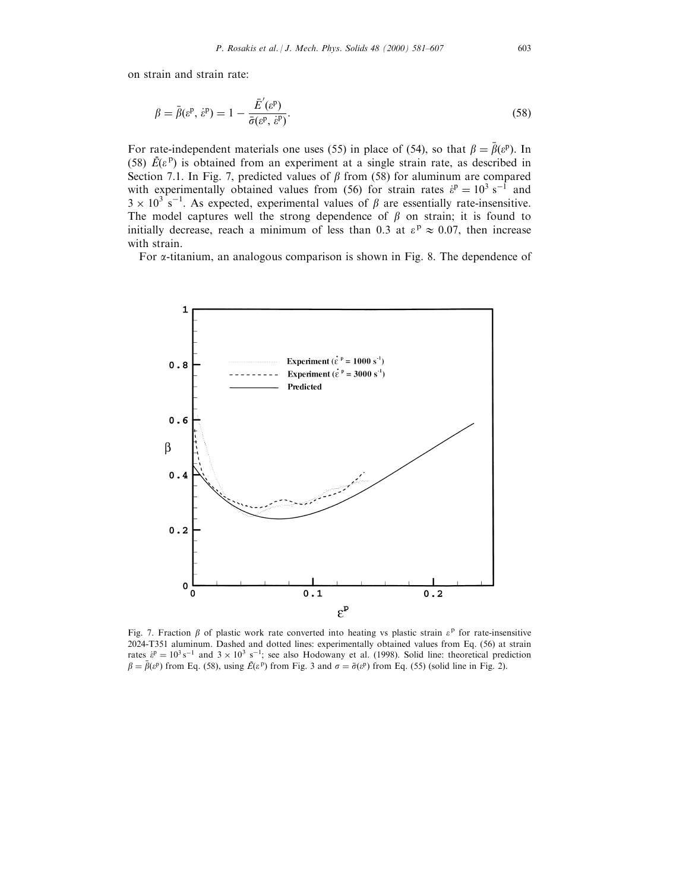on strain and strain rate:

$$\beta = \bar{\beta}(\varepsilon^{\mathrm{p}}, \dot{\varepsilon}^{\mathrm{p}}) = 1 - \frac{\bar{E}'(\varepsilon^{\mathrm{p}})}{\bar{\sigma}(\varepsilon^{\mathrm{p}}, \dot{\varepsilon}^{\mathrm{p}})}. \tag{58}$$

For rate-independent materials one uses (55) in place of (54), so that $\beta = \bar{\beta}(\varepsilon^{\mathrm{p}})$. In (58) $\bar{E}(\varepsilon^{\mathrm{p}})$ is obtained from an experiment at a single strain rate, as described in Section 7.1. In Fig. 7, predicted values of $\beta$ from (58) for aluminum are compared with experimentally obtained values from (56) for strain rates $\dot{\varepsilon}^{\mathrm{p}} = 10^3\ \mathrm{s}^{-1}$ and $3 \times 10^3\ \mathrm{s}^{-1}$. As expected, experimental values of $\beta$ are essentially rate-insensitive. The model captures well the strong dependence of $\beta$ on strain; it is found to initially decrease, reach a minimum of less than 0.3 at $\varepsilon^{\mathrm{p}} \approx 0.07$, then increase with strain.

For $\alpha$-titanium, an analogous comparison is shown in Fig. 8. The dependence of

Fig. 7. Fraction $\beta$ of plastic work rate converted into heating vs plastic strain $\varepsilon^{\mathrm{p}}$ for rate-insensitive 2024-T351 aluminum. Dashed and dotted lines: experimentally obtained values from Eq. (56) at strain rates $\dot{\varepsilon}^{\mathrm{p}} = 10^3\,\mathrm{s}^{-1}$ and $3 \times 10^3\ \mathrm{s}^{-1}$; see also Hodowany et al. (1998). Solid line: theoretical prediction $\beta = \bar{\beta}(\varepsilon^{\mathrm{p}})$ from Eq. (58), using $\bar{E}(\varepsilon^{\mathrm{p}})$ from Fig. 3 and $\sigma = \bar{\sigma}(\varepsilon^{\mathrm{p}})$ from Eq. (55) (solid line in Fig. 2).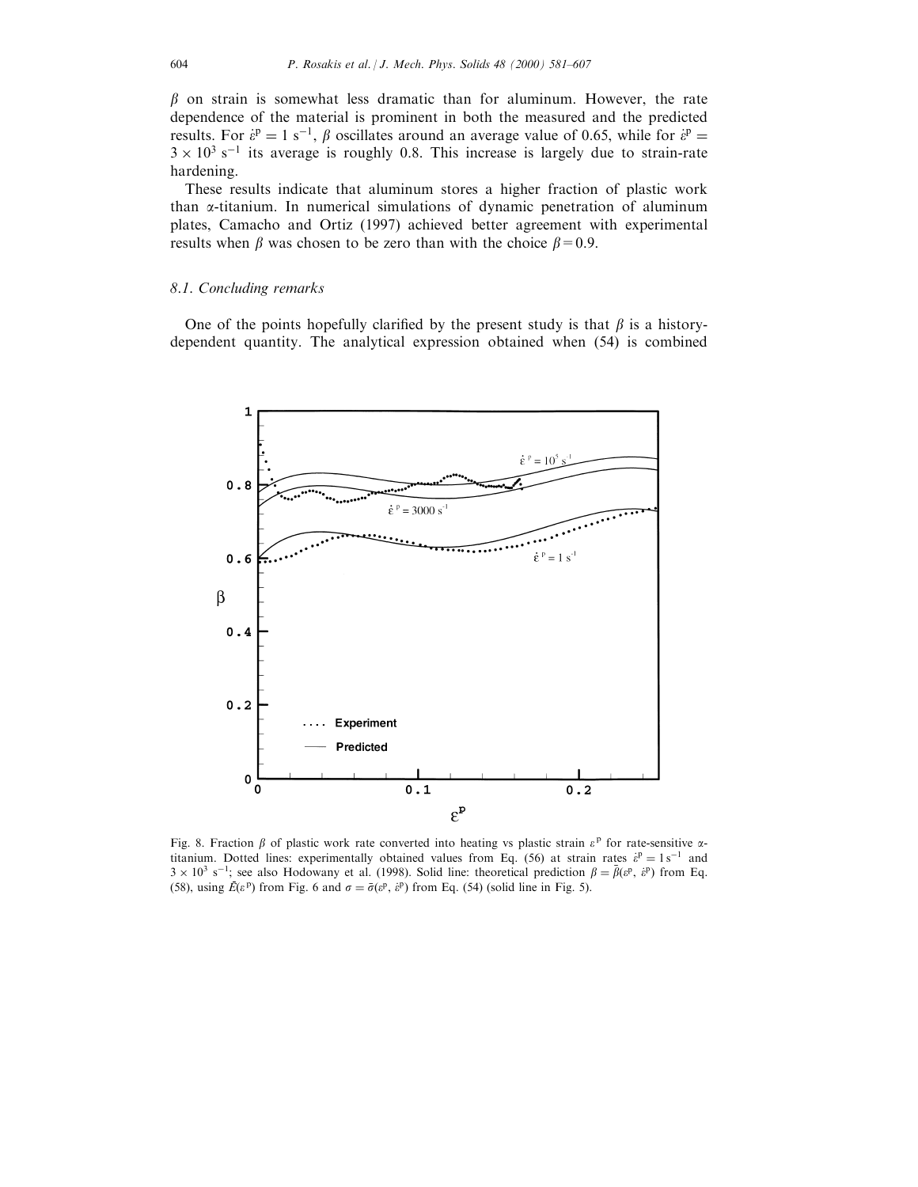$\beta$ on strain is somewhat less dramatic than for aluminum. However, the rate dependence of the material is prominent in both the measured and the predicted results. For $\dot{\varepsilon}^p = 1\ \mathrm{s}^{-1}$, $\beta$ oscillates around an average value of 0.65, while for $\dot{\varepsilon}^p = 3 \times 10^3\ \mathrm{s}^{-1}$ its average is roughly 0.8. This increase is largely due to strain-rate hardening.

These results indicate that aluminum stores a higher fraction of plastic work than $\alpha$-titanium. In numerical simulations of dynamic penetration of aluminum plates, Camacho and Ortiz (1997) achieved better agreement with experimental results when $\beta$ was chosen to be zero than with the choice $\beta = 0.9$.

### *8.1. Concluding remarks*

One of the points hopefully clarified by the present study is that $\beta$ is a history-dependent quantity. The analytical expression obtained when (54) is combined

Fig. 8. Fraction $\beta$ of plastic work rate converted into heating vs plastic strain $\varepsilon^p$ for rate-sensitive $\alpha$-titanium. Dotted lines: experimentally obtained values from Eq. (56) at strain rates $\dot{\varepsilon}^p = 1\,\mathrm{s}^{-1}$ and $3 \times 10^3\ \mathrm{s}^{-1}$; see also Hodowany et al. (1998). Solid line: theoretical prediction $\beta = \bar{\beta}(\varepsilon^p, \dot{\varepsilon}^p)$ from Eq. (58), using $\bar{E}(\varepsilon^p)$ from Fig. 6 and $\sigma = \bar{\sigma}(\varepsilon^p, \dot{\varepsilon}^p)$ from Eq. (54) (solid line in Fig. 5).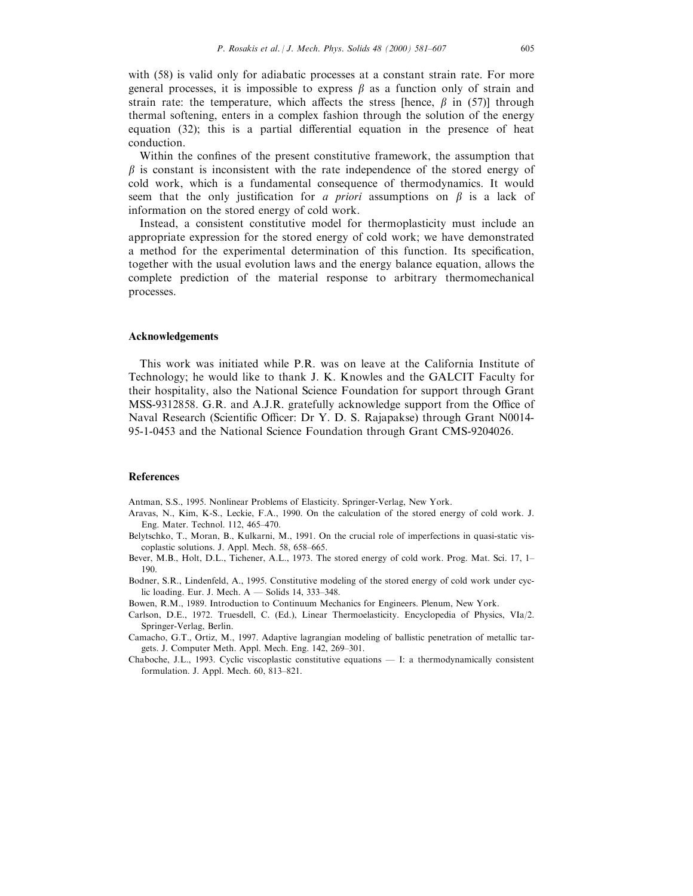with (58) is valid only for adiabatic processes at a constant strain rate. For more general processes, it is impossible to express $\beta$ as a function only of strain and strain rate: the temperature, which affects the stress [hence, $\beta$ in (57)] through thermal softening, enters in a complex fashion through the solution of the energy equation (32); this is a partial differential equation in the presence of heat conduction.

Within the confines of the present constitutive framework, the assumption that $\beta$ is constant is inconsistent with the rate independence of the stored energy of cold work, which is a fundamental consequence of thermodynamics. It would seem that the only justification for *a priori* assumptions on $\beta$ is a lack of information on the stored energy of cold work.

Instead, a consistent constitutive model for thermoplasticity must include an appropriate expression for the stored energy of cold work; we have demonstrated a method for the experimental determination of this function. Its specification, together with the usual evolution laws and the energy balance equation, allows the complete prediction of the material response to arbitrary thermomechanical processes.

## Acknowledgements

This work was initiated while P.R. was on leave at the California Institute of Technology; he would like to thank J. K. Knowles and the GALCIT Faculty for their hospitality, also the National Science Foundation for support through Grant MSS-9312858. G.R. and A.J.R. gratefully acknowledge support from the Office of Naval Research (Scientific Officer: Dr Y. D. S. Rajapakse) through Grant N0014-95-1-0453 and the National Science Foundation through Grant CMS-9204026.

## References

Antman, S.S., 1995. Nonlinear Problems of Elasticity. Springer-Verlag, New York.

Aravas, N., Kim, K-S., Leckie, F.A., 1990. On the calculation of the stored energy of cold work. J. Eng. Mater. Technol. 112, 465–470.

Belytschko, T., Moran, B., Kulkarni, M., 1991. On the crucial role of imperfections in quasi-static viscoplastic solutions. J. Appl. Mech. 58, 658–665.

Bever, M.B., Holt, D.L., Tichener, A.L., 1973. The stored energy of cold work. Prog. Mat. Sci. 17, 1–190.

Bodner, S.R., Lindenfeld, A., 1995. Constitutive modeling of the stored energy of cold work under cyclic loading. Eur. J. Mech. A — Solids 14, 333–348.

Bowen, R.M., 1989. Introduction to Continuum Mechanics for Engineers. Plenum, New York.

Carlson, D.E., 1972. Truesdell, C. (Ed.), Linear Thermoelasticity. Encyclopedia of Physics, VIa/2. Springer-Verlag, Berlin.

Camacho, G.T., Ortiz, M., 1997. Adaptive lagrangian modeling of ballistic penetration of metallic targets. J. Computer Meth. Appl. Mech. Eng. 142, 269–301.

Chaboche, J.L., 1993. Cyclic viscoplastic constitutive equations — I: a thermodynamically consistent formulation. J. Appl. Mech. 60, 813–821.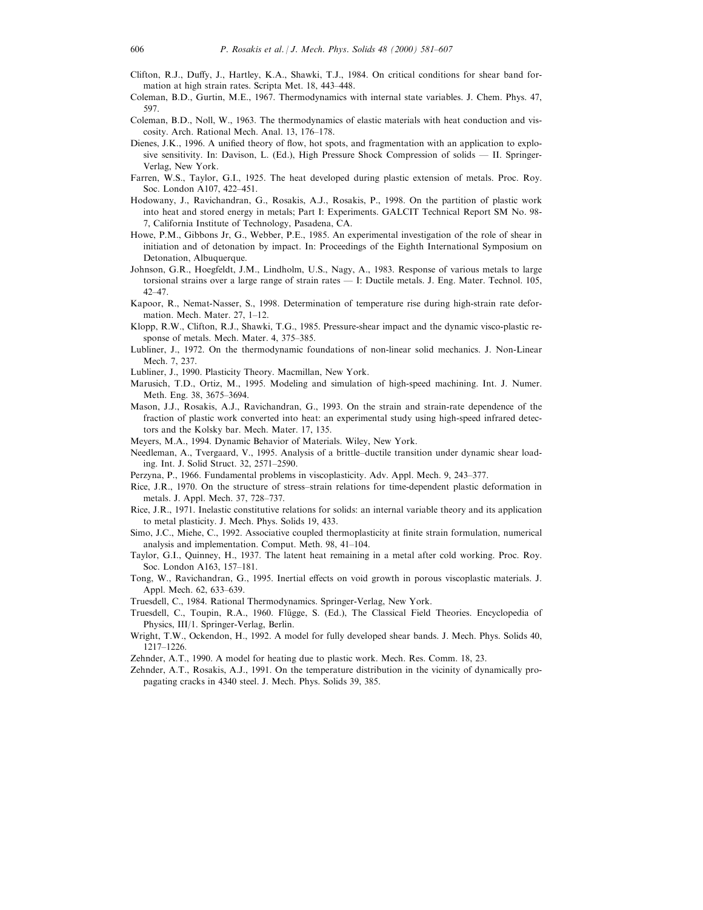Clifton, R.J., Duffy, J., Hartley, K.A., Shawki, T.J., 1984. On critical conditions for shear band formation at high strain rates. Scripta Met. 18, 443–448.

Coleman, B.D., Gurtin, M.E., 1967. Thermodynamics with internal state variables. J. Chem. Phys. 47, 597.

Coleman, B.D., Noll, W., 1963. The thermodynamics of elastic materials with heat conduction and viscosity. Arch. Rational Mech. Anal. 13, 176–178.

Dienes, J.K., 1996. A unified theory of flow, hot spots, and fragmentation with an application to explosive sensitivity. In: Davison, L. (Ed.), High Pressure Shock Compression of solids — II. Springer-Verlag, New York.

Farren, W.S., Taylor, G.I., 1925. The heat developed during plastic extension of metals. Proc. Roy. Soc. London A107, 422–451.

Hodowany, J., Ravichandran, G., Rosakis, A.J., Rosakis, P., 1998. On the partition of plastic work into heat and stored energy in metals; Part I: Experiments. GALCIT Technical Report SM No. 98-7, California Institute of Technology, Pasadena, CA.

Howe, P.M., Gibbons Jr, G., Webber, P.E., 1985. An experimental investigation of the role of shear in initiation and of detonation by impact. In: Proceedings of the Eighth International Symposium on Detonation, Albuquerque.

Johnson, G.R., Hoegfeldt, J.M., Lindholm, U.S., Nagy, A., 1983. Response of various metals to large torsional strains over a large range of strain rates — I: Ductile metals. J. Eng. Mater. Technol. 105, 42–47.

Kapoor, R., Nemat-Nasser, S., 1998. Determination of temperature rise during high-strain rate deformation. Mech. Mater. 27, 1–12.

Klopp, R.W., Clifton, R.J., Shawki, T.G., 1985. Pressure-shear impact and the dynamic visco-plastic response of metals. Mech. Mater. 4, 375–385.

Lubliner, J., 1972. On the thermodynamic foundations of non-linear solid mechanics. J. Non-Linear Mech. 7, 237.

Lubliner, J., 1990. Plasticity Theory. Macmillan, New York.

Marusich, T.D., Ortiz, M., 1995. Modeling and simulation of high-speed machining. Int. J. Numer. Meth. Eng. 38, 3675–3694.

Mason, J.J., Rosakis, A.J., Ravichandran, G., 1993. On the strain and strain-rate dependence of the fraction of plastic work converted into heat: an experimental study using high-speed infrared detectors and the Kolsky bar. Mech. Mater. 17, 135.

Meyers, M.A., 1994. Dynamic Behavior of Materials. Wiley, New York.

Needleman, A., Tvergaard, V., 1995. Analysis of a brittle–ductile transition under dynamic shear loading. Int. J. Solid Struct. 32, 2571–2590.

Perzyna, P., 1966. Fundamental problems in viscoplasticity. Adv. Appl. Mech. 9, 243–377.

Rice, J.R., 1970. On the structure of stress–strain relations for time-dependent plastic deformation in metals. J. Appl. Mech. 37, 728–737.

Rice, J.R., 1971. Inelastic constitutive relations for solids: an internal variable theory and its application to metal plasticity. J. Mech. Phys. Solids 19, 433.

Simo, J.C., Miehe, C., 1992. Associative coupled thermoplasticity at finite strain formulation, numerical analysis and implementation. Comput. Meth. 98, 41–104.

Taylor, G.I., Quinney, H., 1937. The latent heat remaining in a metal after cold working. Proc. Roy. Soc. London A163, 157–181.

Tong, W., Ravichandran, G., 1995. Inertial effects on void growth in porous viscoplastic materials. J. Appl. Mech. 62, 633–639.

Truesdell, C., 1984. Rational Thermodynamics. Springer-Verlag, New York.

Truesdell, C., Toupin, R.A., 1960. Flügge, S. (Ed.), The Classical Field Theories. Encyclopedia of Physics, III/1. Springer-Verlag, Berlin.

Wright, T.W., Ockendon, H., 1992. A model for fully developed shear bands. J. Mech. Phys. Solids 40, 1217–1226.

Zehnder, A.T., 1990. A model for heating due to plastic work. Mech. Res. Comm. 18, 23.

Zehnder, A.T., Rosakis, A.J., 1991. On the temperature distribution in the vicinity of dynamically propagating cracks in 4340 steel. J. Mech. Phys. Solids 39, 385.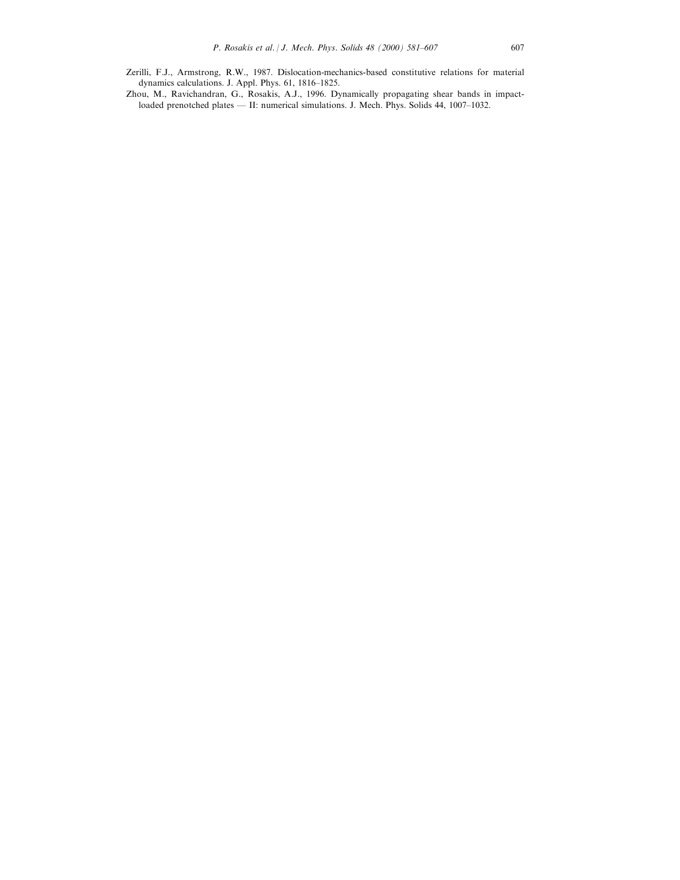Zerilli, F.J., Armstrong, R.W., 1987. Dislocation-mechanics-based constitutive relations for material dynamics calculations. J. Appl. Phys. 61, 1816–1825.

Zhou, M., Ravichandran, G., Rosakis, A.J., 1996. Dynamically propagating shear bands in impact-loaded prenotched plates — II: numerical simulations. J. Mech. Phys. Solids 44, 1007–1032.